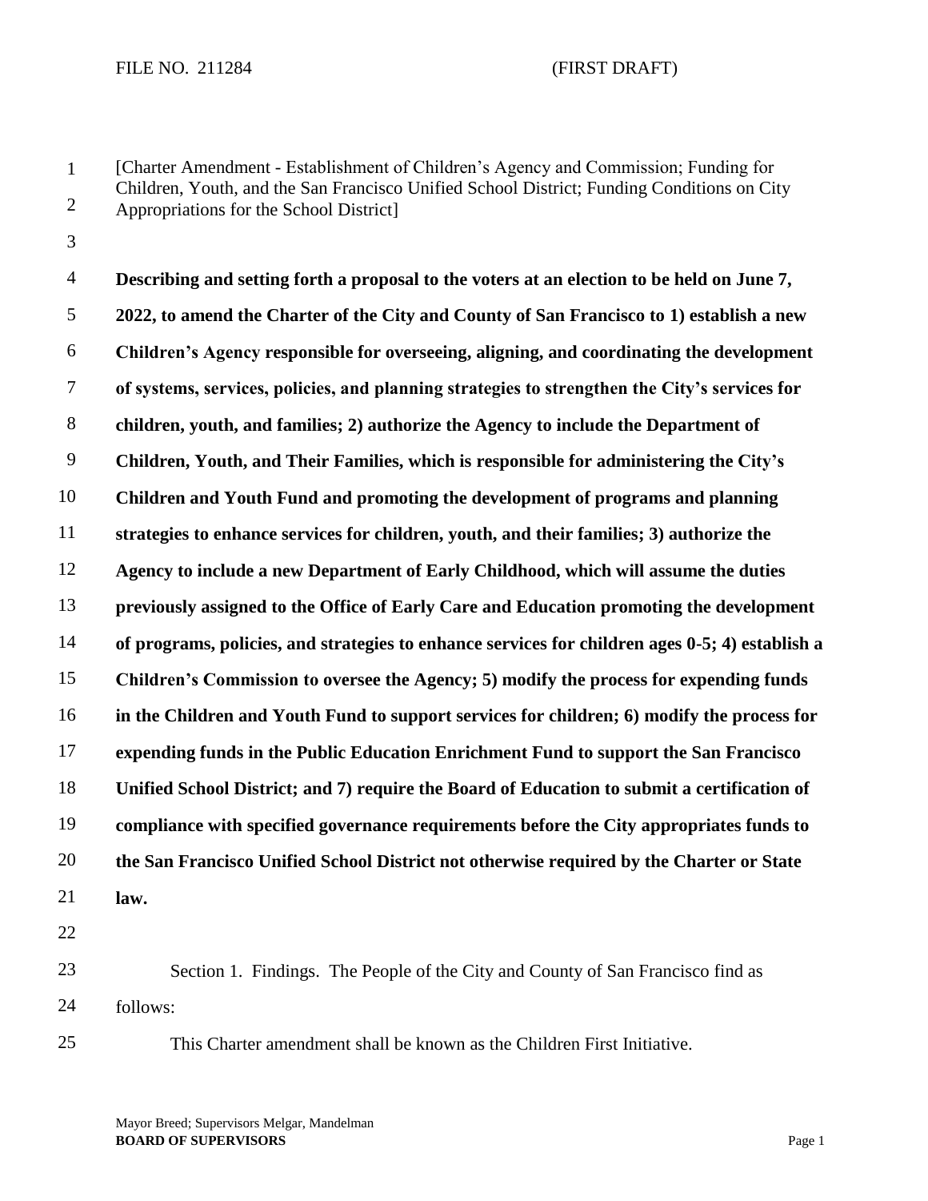FILE NO. 211284 (FIRST DRAFT)

[Charter Amendment - Establishment of Children's Agency and Commission; Funding for Children, Youth, and the San Francisco Unified School District; Funding Conditions on City Appropriations for the School District]

**Describing and setting forth a proposal to the voters at an election to be held on June 7, 2022, to amend the Charter of the City and County of San Francisco to 1) establish a new Children's Agency responsible for overseeing, aligning, and coordinating the development of systems, services, policies, and planning strategies to strengthen the City's services for children, youth, and families; 2) authorize the Agency to include the Department of Children, Youth, and Their Families, which is responsible for administering the City's Children and Youth Fund and promoting the development of programs and planning strategies to enhance services for children, youth, and their families; 3) authorize the Agency to include a new Department of Early Childhood, which will assume the duties previously assigned to the Office of Early Care and Education promoting the development of programs, policies, and strategies to enhance services for children ages 0-5; 4) establish a Children's Commission to oversee the Agency; 5) modify the process for expending funds in the Children and Youth Fund to support services for children; 6) modify the process for expending funds in the Public Education Enrichment Fund to support the San Francisco Unified School District; and 7) require the Board of Education to submit a certification of compliance with specified governance requirements before the City appropriates funds to the San Francisco Unified School District not otherwise required by the Charter or State law.**

Section 1. Findings. The People of the City and County of San Francisco find as follows:

This Charter amendment shall be known as the Children First Initiative.

Mayor Breed; Supervisors Melgar, Mandelman
**BOARD OF SUPERVISORS**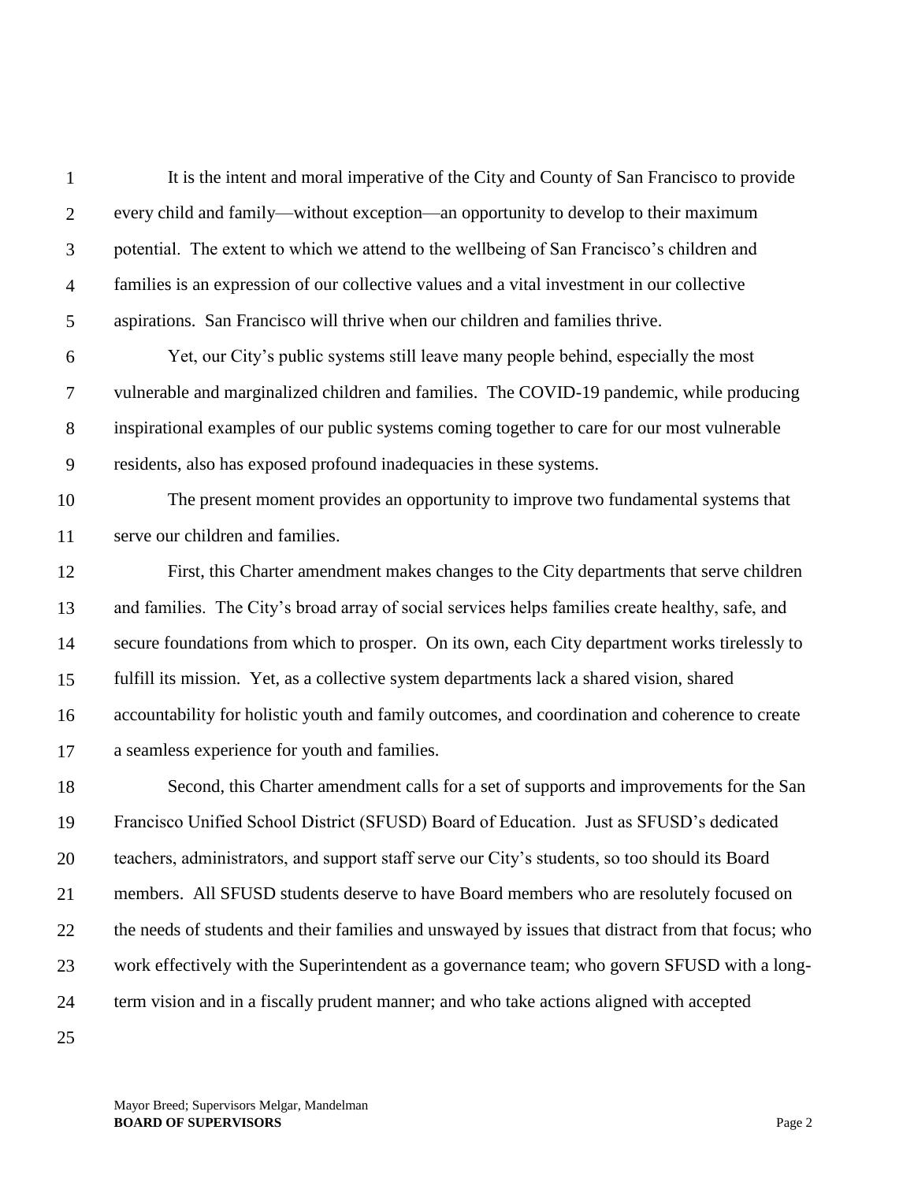It is the intent and moral imperative of the City and County of San Francisco to provide every child and family—without exception—an opportunity to develop to their maximum potential. The extent to which we attend to the wellbeing of San Francisco's children and families is an expression of our collective values and a vital investment in our collective aspirations. San Francisco will thrive when our children and families thrive.

Yet, our City's public systems still leave many people behind, especially the most vulnerable and marginalized children and families. The COVID-19 pandemic, while producing inspirational examples of our public systems coming together to care for our most vulnerable residents, also has exposed profound inadequacies in these systems.

The present moment provides an opportunity to improve two fundamental systems that serve our children and families.

First, this Charter amendment makes changes to the City departments that serve children and families. The City's broad array of social services helps families create healthy, safe, and secure foundations from which to prosper. On its own, each City department works tirelessly to fulfill its mission. Yet, as a collective system departments lack a shared vision, shared accountability for holistic youth and family outcomes, and coordination and coherence to create a seamless experience for youth and families.

Second, this Charter amendment calls for a set of supports and improvements for the San Francisco Unified School District (SFUSD) Board of Education. Just as SFUSD's dedicated teachers, administrators, and support staff serve our City's students, so too should its Board members. All SFUSD students deserve to have Board members who are resolutely focused on the needs of students and their families and unswayed by issues that distract from that focus; who work effectively with the Superintendent as a governance team; who govern SFUSD with a long-term vision and in a fiscally prudent manner; and who take actions aligned with accepted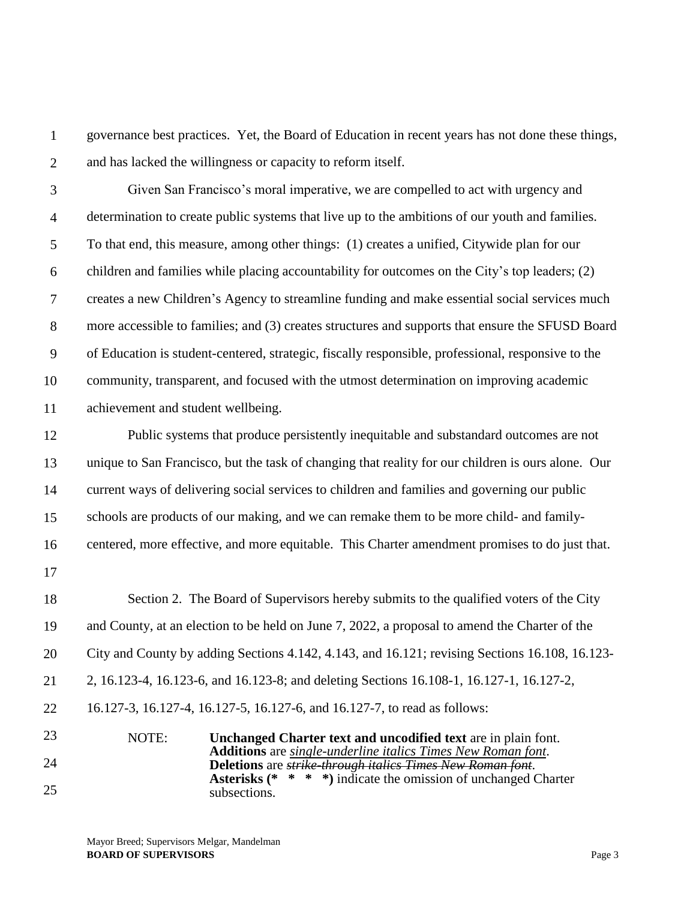governance best practices. Yet, the Board of Education in recent years has not done these things, and has lacked the willingness or capacity to reform itself.

Given San Francisco's moral imperative, we are compelled to act with urgency and determination to create public systems that live up to the ambitions of our youth and families. To that end, this measure, among other things: (1) creates a unified, Citywide plan for our children and families while placing accountability for outcomes on the City's top leaders; (2) creates a new Children's Agency to streamline funding and make essential social services much more accessible to families; and (3) creates structures and supports that ensure the SFUSD Board of Education is student-centered, strategic, fiscally responsible, professional, responsive to the community, transparent, and focused with the utmost determination on improving academic achievement and student wellbeing.

Public systems that produce persistently inequitable and substandard outcomes are not unique to San Francisco, but the task of changing that reality for our children is ours alone. Our current ways of delivering social services to children and families and governing our public schools are products of our making, and we can remake them to be more child- and family-centered, more effective, and more equitable. This Charter amendment promises to do just that.

Section 2. The Board of Supervisors hereby submits to the qualified voters of the City and County, at an election to be held on June 7, 2022, a proposal to amend the Charter of the City and County by adding Sections 4.142, 4.143, and 16.121; revising Sections 16.108, 16.123-2, 16.123-4, 16.123-6, and 16.123-8; and deleting Sections 16.108-1, 16.127-1, 16.127-2, 16.127-3, 16.127-4, 16.127-5, 16.127-6, and 16.127-7, to read as follows:

NOTE: **Unchanged Charter text and uncodified text** are in plain font.
**Additions** are *single-underline italics Times New Roman font*.
**Deletions** are ~~*strike-through italics Times New Roman font*~~.
**Asterisks (\* \* \* \*)** indicate the omission of unchanged Charter subsections.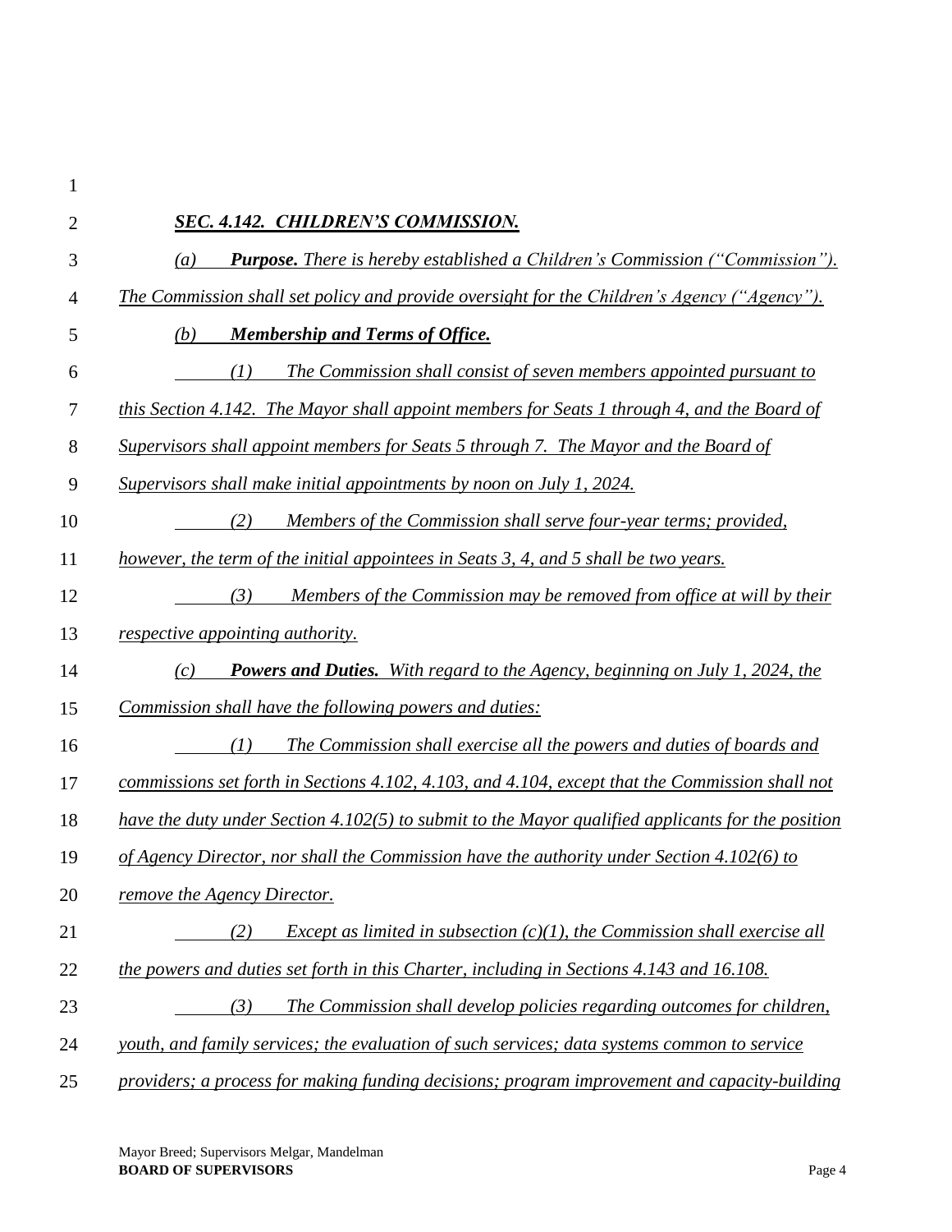## *SEC. 4.142. CHILDREN'S COMMISSION.*

*(a) **Purpose.** There is hereby established a Children's Commission ("Commission"). The Commission shall set policy and provide oversight for the Children's Agency ("Agency").*

*(b) **Membership and Terms of Office.***

*(1) The Commission shall consist of seven members appointed pursuant to this Section 4.142. The Mayor shall appoint members for Seats 1 through 4, and the Board of Supervisors shall appoint members for Seats 5 through 7. The Mayor and the Board of Supervisors shall make initial appointments by noon on July 1, 2024.*

*(2) Members of the Commission shall serve four-year terms; provided, however, the term of the initial appointees in Seats 3, 4, and 5 shall be two years.*

*(3) Members of the Commission may be removed from office at will by their respective appointing authority.*

*(c) **Powers and Duties.** With regard to the Agency, beginning on July 1, 2024, the Commission shall have the following powers and duties:*

*(1) The Commission shall exercise all the powers and duties of boards and commissions set forth in Sections 4.102, 4.103, and 4.104, except that the Commission shall not have the duty under Section 4.102(5) to submit to the Mayor qualified applicants for the position of Agency Director, nor shall the Commission have the authority under Section 4.102(6) to remove the Agency Director.*

*(2) Except as limited in subsection (c)(1), the Commission shall exercise all the powers and duties set forth in this Charter, including in Sections 4.143 and 16.108.*

*(3) The Commission shall develop policies regarding outcomes for children, youth, and family services; the evaluation of such services; data systems common to service providers; a process for making funding decisions; program improvement and capacity-building*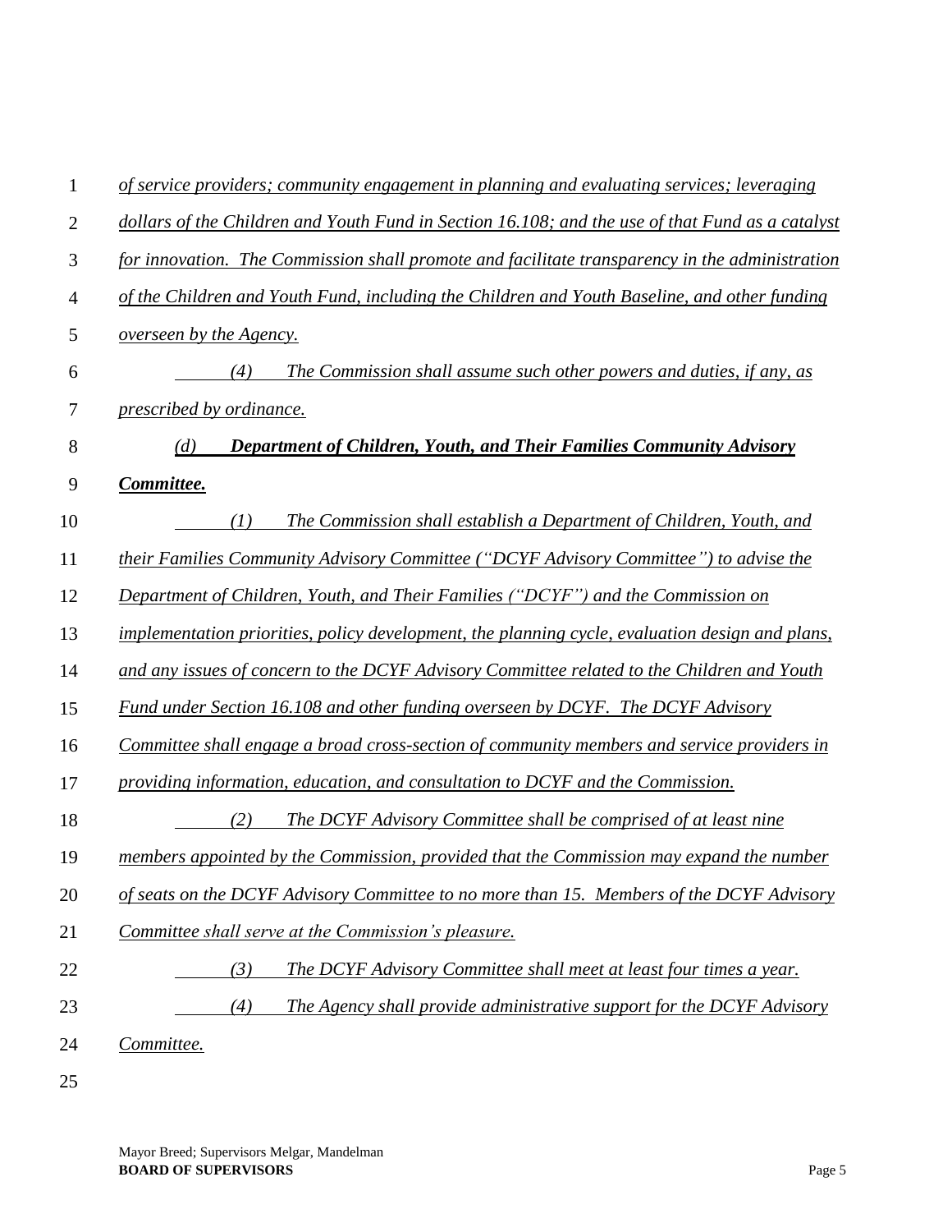*of service providers; community engagement in planning and evaluating services; leveraging dollars of the Children and Youth Fund in Section 16.108; and the use of that Fund as a catalyst for innovation. The Commission shall promote and facilitate transparency in the administration of the Children and Youth Fund, including the Children and Youth Baseline, and other funding overseen by the Agency.*

*(4) The Commission shall assume such other powers and duties, if any, as prescribed by ordinance.*

***(d) Department of Children, Youth, and Their Families Community Advisory Committee.***

*(1) The Commission shall establish a Department of Children, Youth, and their Families Community Advisory Committee ("DCYF Advisory Committee") to advise the Department of Children, Youth, and Their Families ("DCYF") and the Commission on implementation priorities, policy development, the planning cycle, evaluation design and plans, and any issues of concern to the DCYF Advisory Committee related to the Children and Youth Fund under Section 16.108 and other funding overseen by DCYF. The DCYF Advisory Committee shall engage a broad cross-section of community members and service providers in providing information, education, and consultation to DCYF and the Commission.*

*(2) The DCYF Advisory Committee shall be comprised of at least nine members appointed by the Commission, provided that the Commission may expand the number of seats on the DCYF Advisory Committee to no more than 15. Members of the DCYF Advisory Committee shall serve at the Commission's pleasure.*

*(3) The DCYF Advisory Committee shall meet at least four times a year.*

*(4) The Agency shall provide administrative support for the DCYF Advisory Committee.*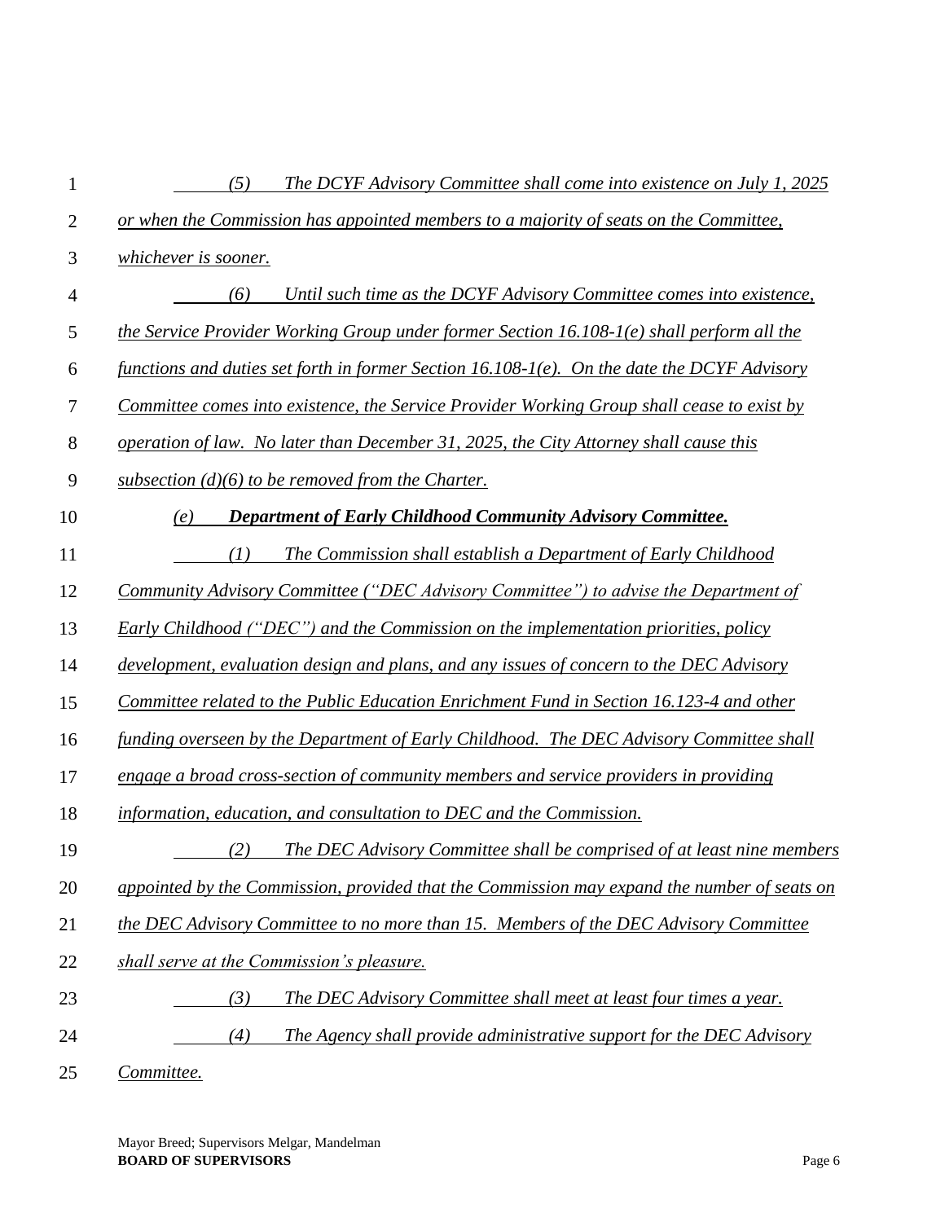*(5) The DCYF Advisory Committee shall come into existence on July 1, 2025 or when the Commission has appointed members to a majority of seats on the Committee, whichever is sooner.*

*(6) Until such time as the DCYF Advisory Committee comes into existence, the Service Provider Working Group under former Section 16.108-1(e) shall perform all the functions and duties set forth in former Section 16.108-1(e). On the date the DCYF Advisory Committee comes into existence, the Service Provider Working Group shall cease to exist by operation of law. No later than December 31, 2025, the City Attorney shall cause this subsection (d)(6) to be removed from the Charter.*

*(e)* ***Department of Early Childhood Community Advisory Committee.***

*(1) The Commission shall establish a Department of Early Childhood Community Advisory Committee ("DEC Advisory Committee") to advise the Department of Early Childhood ("DEC") and the Commission on the implementation priorities, policy development, evaluation design and plans, and any issues of concern to the DEC Advisory Committee related to the Public Education Enrichment Fund in Section 16.123-4 and other funding overseen by the Department of Early Childhood. The DEC Advisory Committee shall engage a broad cross-section of community members and service providers in providing information, education, and consultation to DEC and the Commission.*

*(2) The DEC Advisory Committee shall be comprised of at least nine members appointed by the Commission, provided that the Commission may expand the number of seats on the DEC Advisory Committee to no more than 15. Members of the DEC Advisory Committee shall serve at the Commission's pleasure.*

*(3) The DEC Advisory Committee shall meet at least four times a year.*

*(4) The Agency shall provide administrative support for the DEC Advisory Committee.*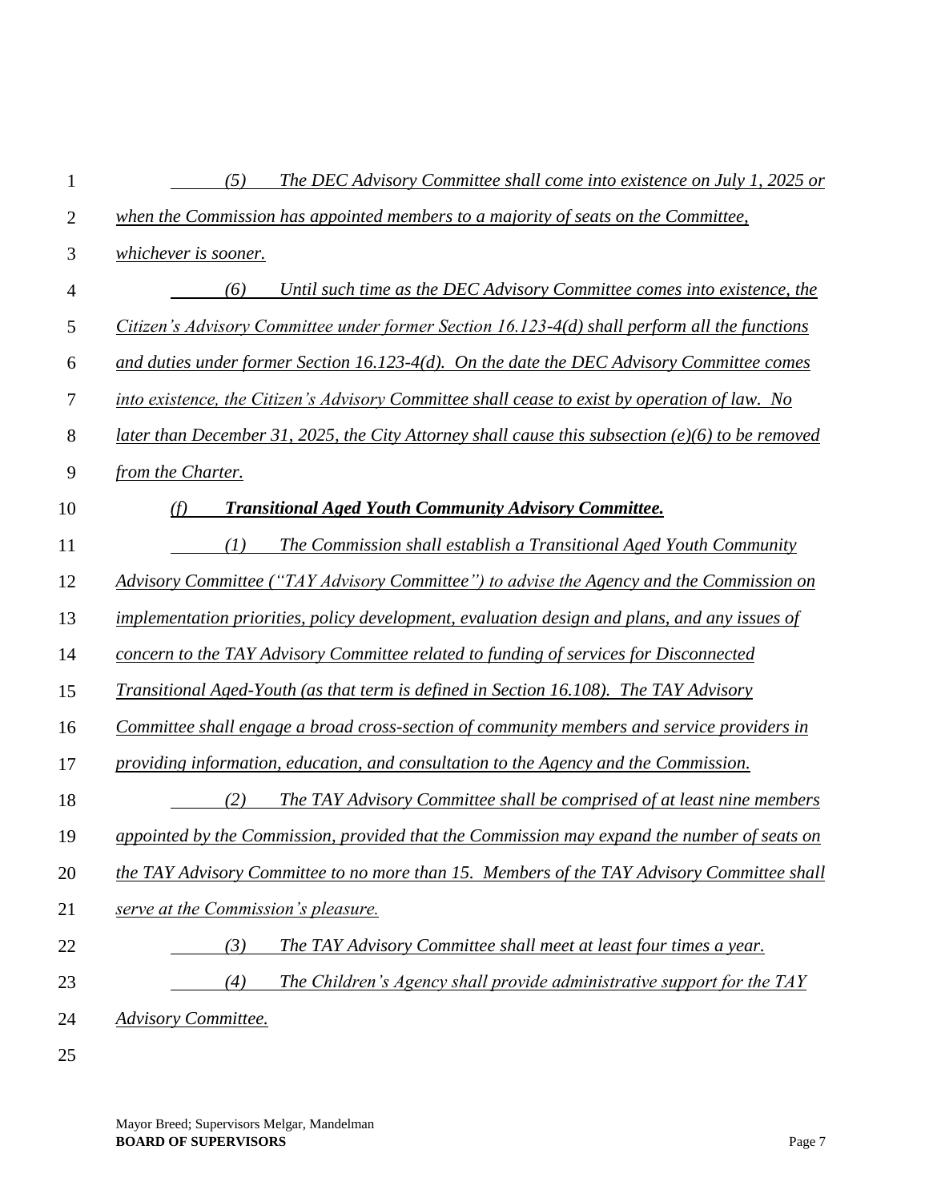*(5) The DEC Advisory Committee shall come into existence on July 1, 2025 or when the Commission has appointed members to a majority of seats on the Committee, whichever is sooner.*

*(6) Until such time as the DEC Advisory Committee comes into existence, the Citizen's Advisory Committee under former Section 16.123-4(d) shall perform all the functions and duties under former Section 16.123-4(d). On the date the DEC Advisory Committee comes into existence, the Citizen's Advisory Committee shall cease to exist by operation of law. No later than December 31, 2025, the City Attorney shall cause this subsection (e)(6) to be removed from the Charter.*

***(f) Transitional Aged Youth Community Advisory Committee.***

*(1) The Commission shall establish a Transitional Aged Youth Community Advisory Committee ("TAY Advisory Committee") to advise the Agency and the Commission on implementation priorities, policy development, evaluation design and plans, and any issues of concern to the TAY Advisory Committee related to funding of services for Disconnected Transitional Aged-Youth (as that term is defined in Section 16.108). The TAY Advisory Committee shall engage a broad cross-section of community members and service providers in providing information, education, and consultation to the Agency and the Commission.*

*(2) The TAY Advisory Committee shall be comprised of at least nine members appointed by the Commission, provided that the Commission may expand the number of seats on the TAY Advisory Committee to no more than 15. Members of the TAY Advisory Committee shall serve at the Commission's pleasure.*

*(3) The TAY Advisory Committee shall meet at least four times a year.*

*(4) The Children's Agency shall provide administrative support for the TAY Advisory Committee.*

Mayor Breed; Supervisors Melgar, Mandelman
**BOARD OF SUPERVISORS**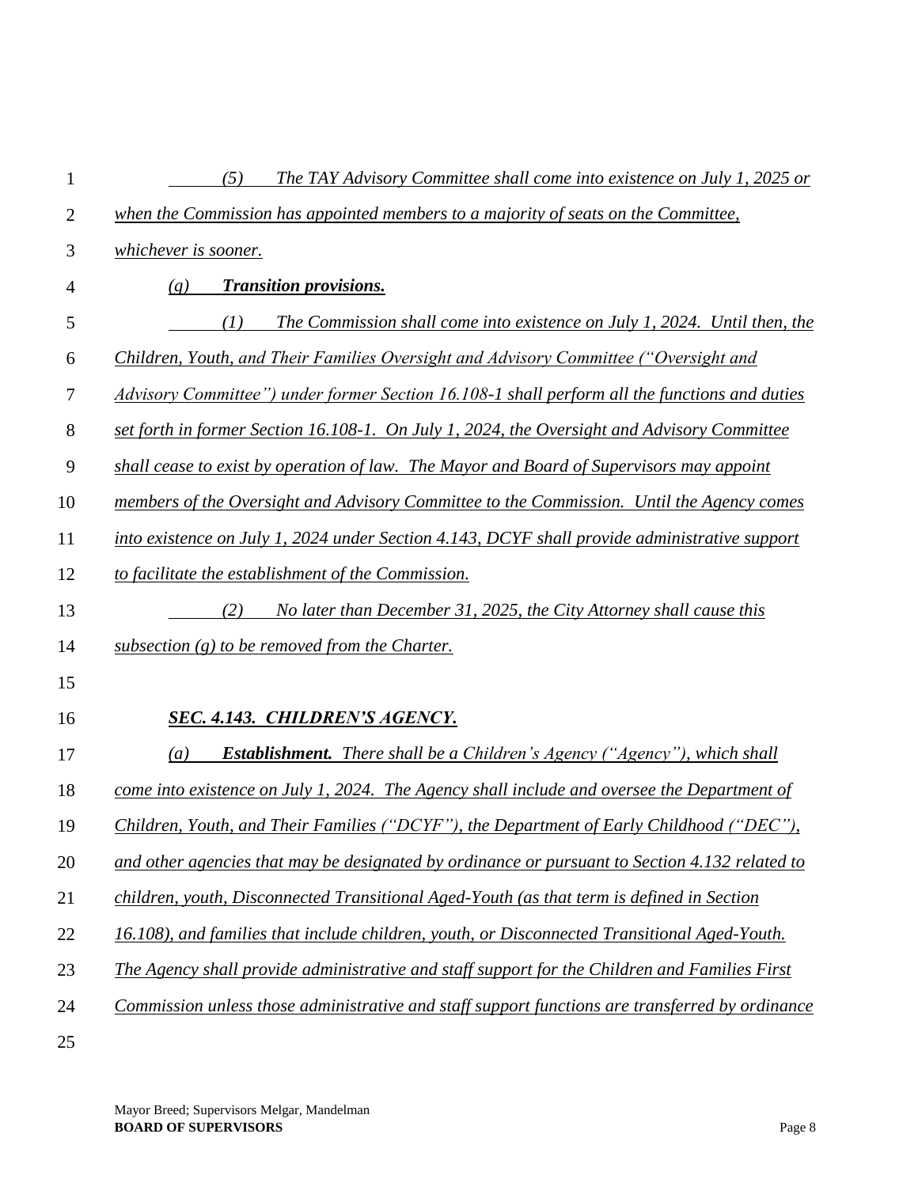*(5) The TAY Advisory Committee shall come into existence on July 1, 2025 or when the Commission has appointed members to a majority of seats on the Committee, whichever is sooner.*

*(g) **Transition provisions.***

*(1) The Commission shall come into existence on July 1, 2024. Until then, the Children, Youth, and Their Families Oversight and Advisory Committee ("Oversight and Advisory Committee") under former Section 16.108-1 shall perform all the functions and duties set forth in former Section 16.108-1. On July 1, 2024, the Oversight and Advisory Committee shall cease to exist by operation of law. The Mayor and Board of Supervisors may appoint members of the Oversight and Advisory Committee to the Commission. Until the Agency comes into existence on July 1, 2024 under Section 4.143, DCYF shall provide administrative support to facilitate the establishment of the Commission.*

*(2) No later than December 31, 2025, the City Attorney shall cause this subsection (g) to be removed from the Charter.*

***SEC. 4.143. CHILDREN'S AGENCY.***

*(a) **Establishment.** There shall be a Children's Agency ("Agency"), which shall come into existence on July 1, 2024. The Agency shall include and oversee the Department of Children, Youth, and Their Families ("DCYF"), the Department of Early Childhood ("DEC"), and other agencies that may be designated by ordinance or pursuant to Section 4.132 related to children, youth, Disconnected Transitional Aged-Youth (as that term is defined in Section 16.108), and families that include children, youth, or Disconnected Transitional Aged-Youth. The Agency shall provide administrative and staff support for the Children and Families First Commission unless those administrative and staff support functions are transferred by ordinance*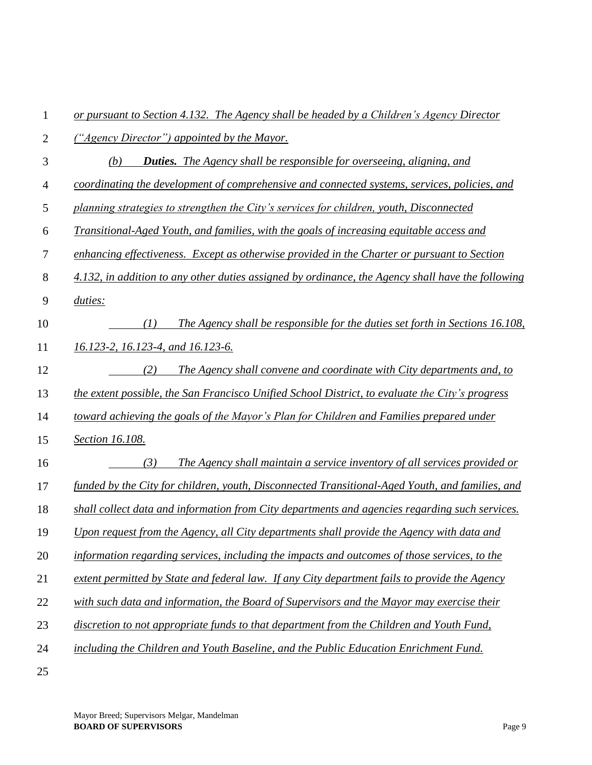*or pursuant to Section 4.132. The Agency shall be headed by a Children's Agency Director ("Agency Director") appointed by the Mayor.*

*(b) **Duties.** The Agency shall be responsible for overseeing, aligning, and coordinating the development of comprehensive and connected systems, services, policies, and planning strategies to strengthen the City's services for children, youth, Disconnected Transitional-Aged Youth, and families, with the goals of increasing equitable access and enhancing effectiveness. Except as otherwise provided in the Charter or pursuant to Section 4.132, in addition to any other duties assigned by ordinance, the Agency shall have the following duties:*

*(1) The Agency shall be responsible for the duties set forth in Sections 16.108, 16.123-2, 16.123-4, and 16.123-6.*

*(2) The Agency shall convene and coordinate with City departments and, to the extent possible, the San Francisco Unified School District, to evaluate the City's progress toward achieving the goals of the Mayor's Plan for Children and Families prepared under Section 16.108.*

*(3) The Agency shall maintain a service inventory of all services provided or funded by the City for children, youth, Disconnected Transitional-Aged Youth, and families, and shall collect data and information from City departments and agencies regarding such services. Upon request from the Agency, all City departments shall provide the Agency with data and information regarding services, including the impacts and outcomes of those services, to the extent permitted by State and federal law. If any City department fails to provide the Agency with such data and information, the Board of Supervisors and the Mayor may exercise their discretion to not appropriate funds to that department from the Children and Youth Fund, including the Children and Youth Baseline, and the Public Education Enrichment Fund.*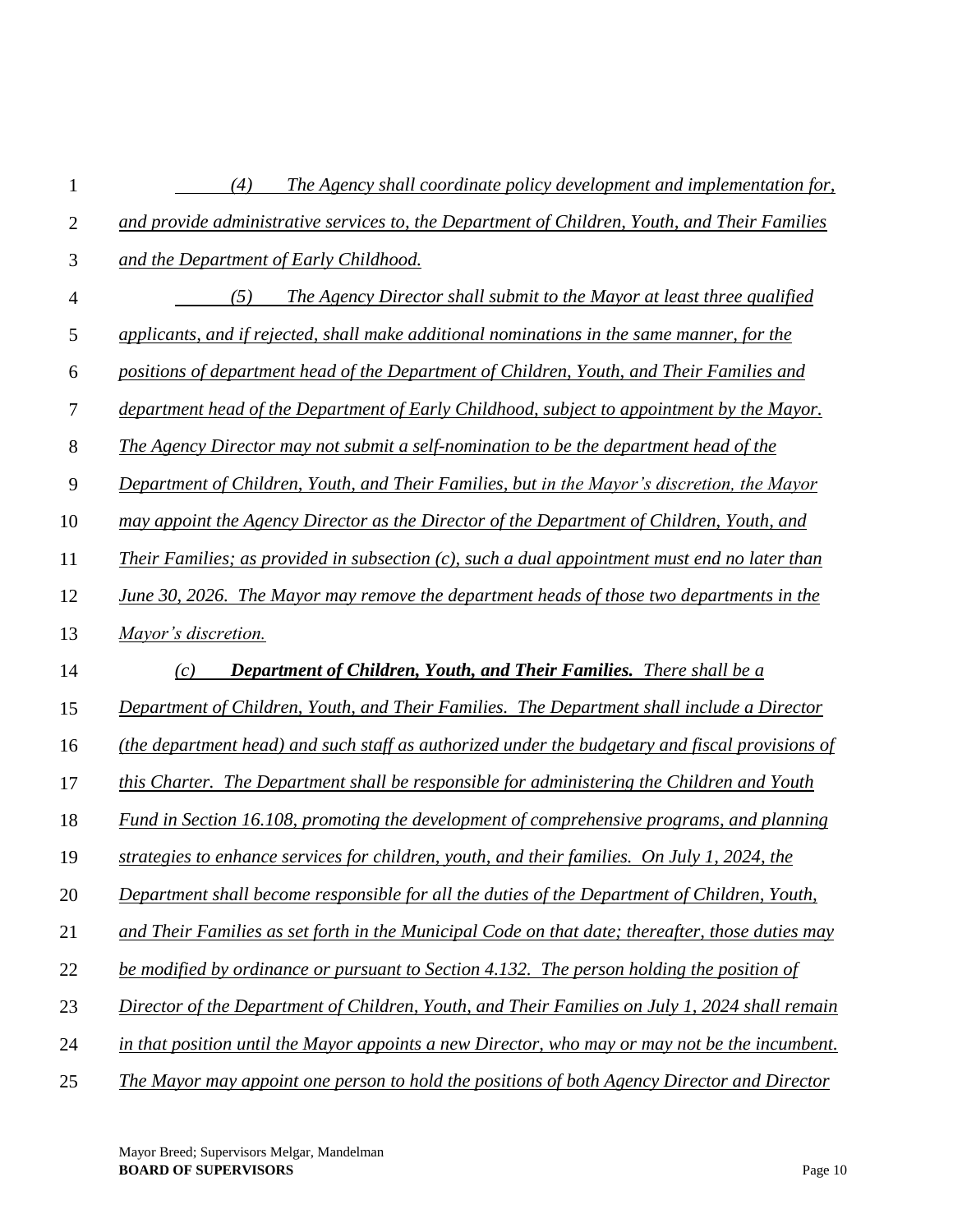*(4) The Agency shall coordinate policy development and implementation for, and provide administrative services to, the Department of Children, Youth, and Their Families and the Department of Early Childhood.*

*(5) The Agency Director shall submit to the Mayor at least three qualified applicants, and if rejected, shall make additional nominations in the same manner, for the positions of department head of the Department of Children, Youth, and Their Families and department head of the Department of Early Childhood, subject to appointment by the Mayor. The Agency Director may not submit a self-nomination to be the department head of the Department of Children, Youth, and Their Families, but in the Mayor's discretion, the Mayor may appoint the Agency Director as the Director of the Department of Children, Youth, and Their Families; as provided in subsection (c), such a dual appointment must end no later than June 30, 2026. The Mayor may remove the department heads of those two departments in the Mayor's discretion.*

*(c) **Department of Children, Youth, and Their Families.** There shall be a Department of Children, Youth, and Their Families. The Department shall include a Director (the department head) and such staff as authorized under the budgetary and fiscal provisions of this Charter. The Department shall be responsible for administering the Children and Youth Fund in Section 16.108, promoting the development of comprehensive programs, and planning strategies to enhance services for children, youth, and their families. On July 1, 2024, the Department shall become responsible for all the duties of the Department of Children, Youth, and Their Families as set forth in the Municipal Code on that date; thereafter, those duties may be modified by ordinance or pursuant to Section 4.132. The person holding the position of Director of the Department of Children, Youth, and Their Families on July 1, 2024 shall remain in that position until the Mayor appoints a new Director, who may or may not be the incumbent. The Mayor may appoint one person to hold the positions of both Agency Director and Director*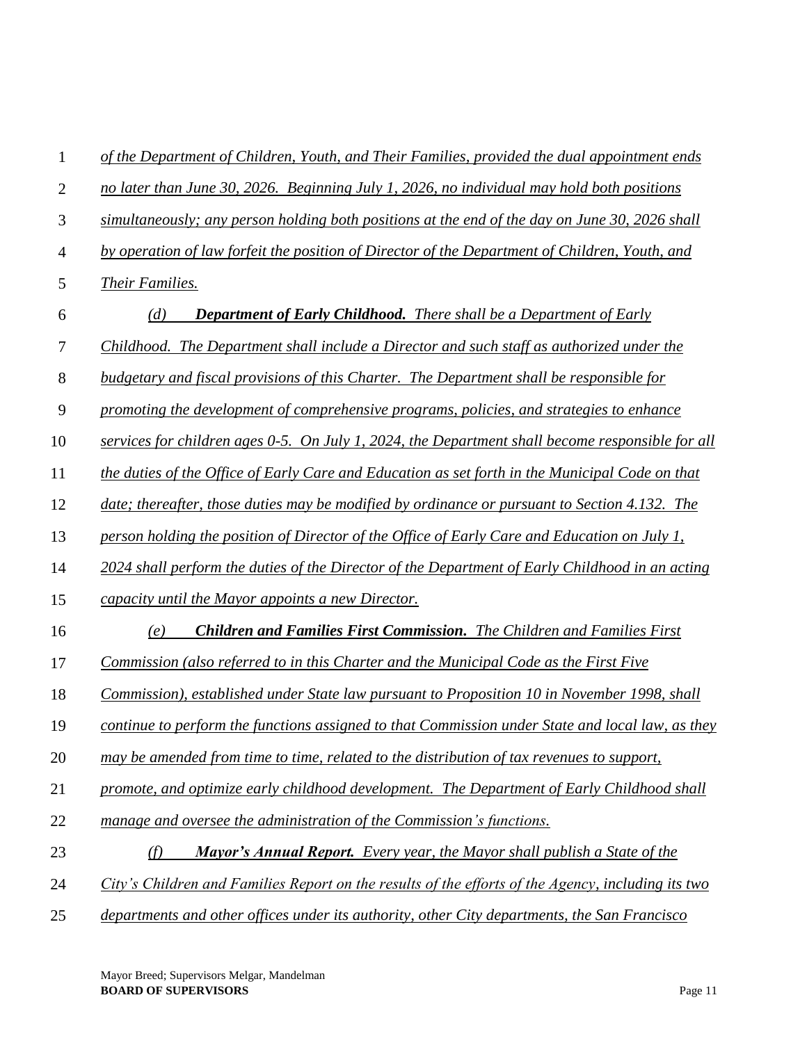*of the Department of Children, Youth, and Their Families, provided the dual appointment ends no later than June 30, 2026. Beginning July 1, 2026, no individual may hold both positions simultaneously; any person holding both positions at the end of the day on June 30, 2026 shall by operation of law forfeit the position of Director of the Department of Children, Youth, and Their Families.*

*(d)* ***Department of Early Childhood.*** *There shall be a Department of Early Childhood. The Department shall include a Director and such staff as authorized under the budgetary and fiscal provisions of this Charter. The Department shall be responsible for promoting the development of comprehensive programs, policies, and strategies to enhance services for children ages 0-5. On July 1, 2024, the Department shall become responsible for all the duties of the Office of Early Care and Education as set forth in the Municipal Code on that date; thereafter, those duties may be modified by ordinance or pursuant to Section 4.132. The person holding the position of Director of the Office of Early Care and Education on July 1, 2024 shall perform the duties of the Director of the Department of Early Childhood in an acting capacity until the Mayor appoints a new Director.*

*(e)* ***Children and Families First Commission.*** *The Children and Families First Commission (also referred to in this Charter and the Municipal Code as the First Five Commission), established under State law pursuant to Proposition 10 in November 1998, shall continue to perform the functions assigned to that Commission under State and local law, as they may be amended from time to time, related to the distribution of tax revenues to support, promote, and optimize early childhood development. The Department of Early Childhood shall manage and oversee the administration of the Commission's functions.*

*(f)* ***Mayor's Annual Report.*** *Every year, the Mayor shall publish a State of the City's Children and Families Report on the results of the efforts of the Agency, including its two departments and other offices under its authority, other City departments, the San Francisco*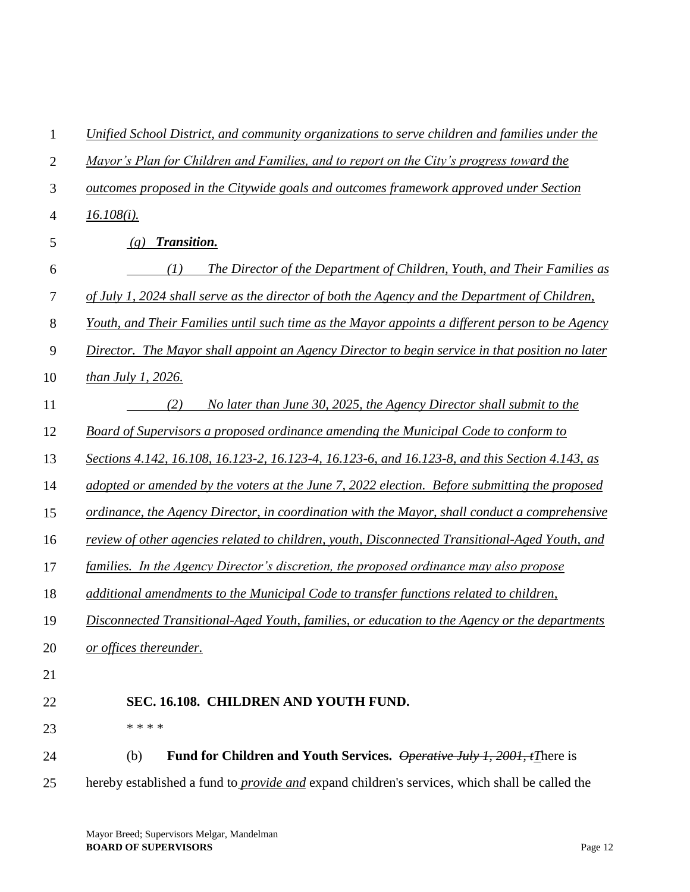*Unified School District, and community organizations to serve children and families under the Mayor's Plan for Children and Families, and to report on the City's progress toward the outcomes proposed in the Citywide goals and outcomes framework approved under Section 16.108(i).*

*(g) **Transition.***

*(1) The Director of the Department of Children, Youth, and Their Families as of July 1, 2024 shall serve as the director of both the Agency and the Department of Children, Youth, and Their Families until such time as the Mayor appoints a different person to be Agency Director. The Mayor shall appoint an Agency Director to begin service in that position no later than July 1, 2026.*

*(2) No later than June 30, 2025, the Agency Director shall submit to the Board of Supervisors a proposed ordinance amending the Municipal Code to conform to Sections 4.142, 16.108, 16.123-2, 16.123-4, 16.123-6, and 16.123-8, and this Section 4.143, as adopted or amended by the voters at the June 7, 2022 election. Before submitting the proposed ordinance, the Agency Director, in coordination with the Mayor, shall conduct a comprehensive review of other agencies related to children, youth, Disconnected Transitional-Aged Youth, and families. In the Agency Director's discretion, the proposed ordinance may also propose additional amendments to the Municipal Code to transfer functions related to children, Disconnected Transitional-Aged Youth, families, or education to the Agency or the departments or offices thereunder.*

**SEC. 16.108. CHILDREN AND YOUTH FUND.**

\* \* \* \*

(b) **Fund for Children and Youth Services.** ~~*Operative July 1, 2001, t*~~*T*here is hereby established a fund to *provide and* expand children's services, which shall be called the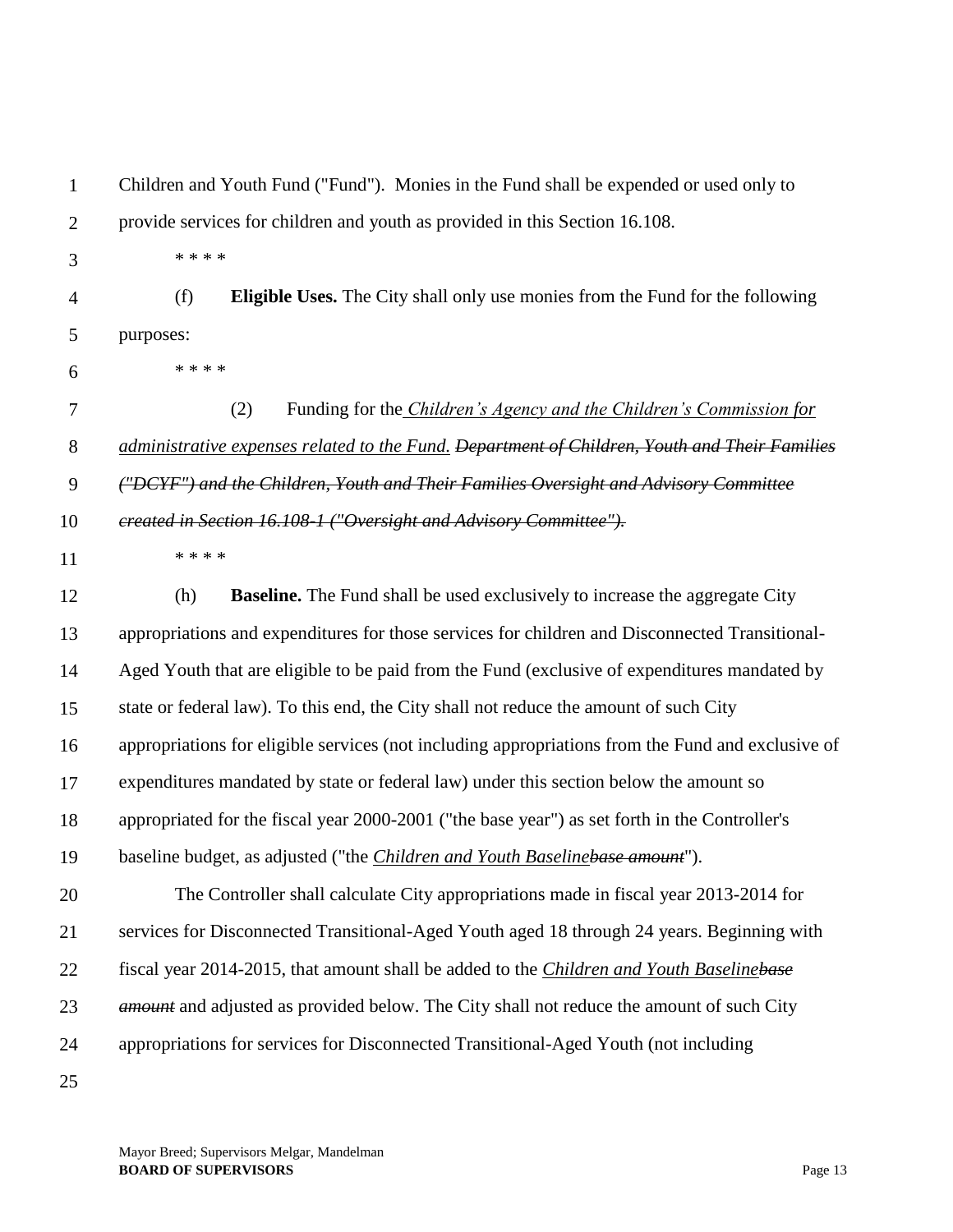Children and Youth Fund ("Fund"). Monies in the Fund shall be expended or used only to provide services for children and youth as provided in this Section 16.108.

\* \* \* \*

(f) **Eligible Uses.** The City shall only use monies from the Fund for the following purposes:

\* \* \* \*

(2) Funding for the *Children's Agency and the Children's Commission for administrative expenses related to the Fund.* ~~*Department of Children, Youth and Their Families ("DCYF") and the Children, Youth and Their Families Oversight and Advisory Committee created in Section 16.108-1 ("Oversight and Advisory Committee").*~~

\* \* \* \*

(h) **Baseline.** The Fund shall be used exclusively to increase the aggregate City appropriations and expenditures for those services for children and Disconnected Transitional-Aged Youth that are eligible to be paid from the Fund (exclusive of expenditures mandated by state or federal law). To this end, the City shall not reduce the amount of such City appropriations for eligible services (not including appropriations from the Fund and exclusive of expenditures mandated by state or federal law) under this section below the amount so appropriated for the fiscal year 2000-2001 ("the base year") as set forth in the Controller's baseline budget, as adjusted ("the *Children and Youth Baseline*~~*base amount*~~").

The Controller shall calculate City appropriations made in fiscal year 2013-2014 for services for Disconnected Transitional-Aged Youth aged 18 through 24 years. Beginning with fiscal year 2014-2015, that amount shall be added to the *Children and Youth Baseline*~~*base amount*~~ and adjusted as provided below. The City shall not reduce the amount of such City appropriations for services for Disconnected Transitional-Aged Youth (not including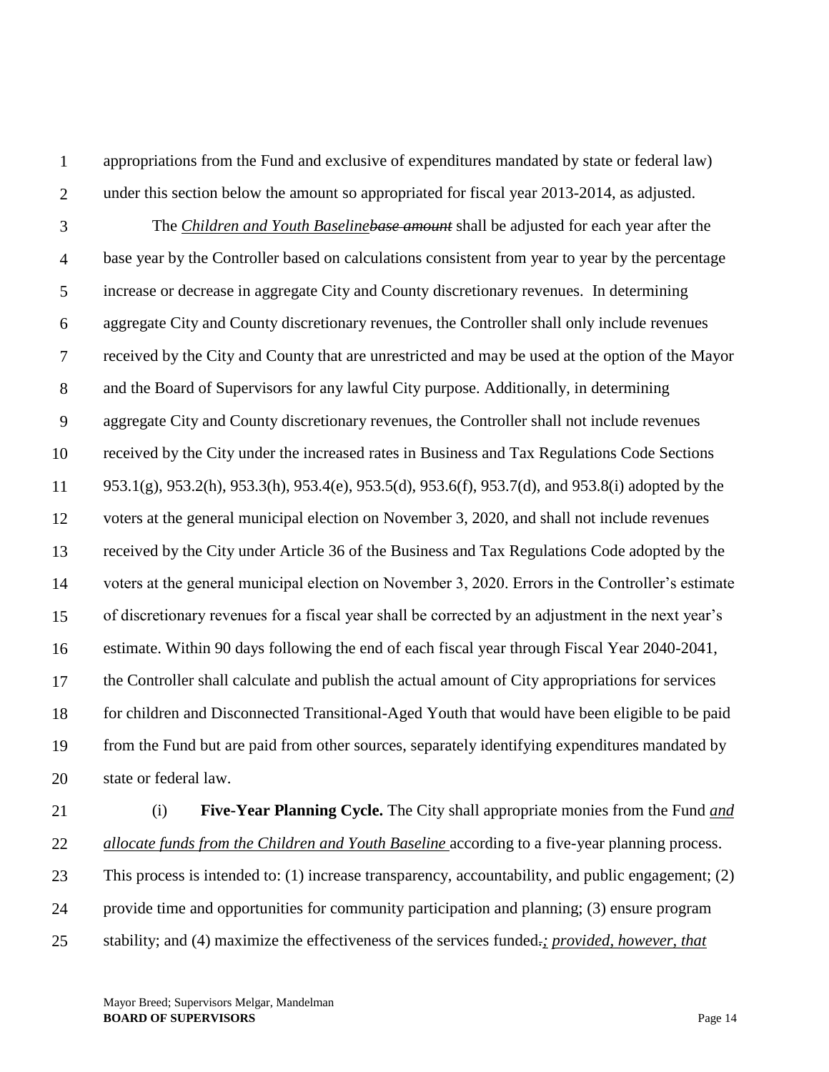appropriations from the Fund and exclusive of expenditures mandated by state or federal law) under this section below the amount so appropriated for fiscal year 2013-2014, as adjusted.

The *Children and Youth Baseline~~base amount~~* shall be adjusted for each year after the base year by the Controller based on calculations consistent from year to year by the percentage increase or decrease in aggregate City and County discretionary revenues. In determining aggregate City and County discretionary revenues, the Controller shall only include revenues received by the City and County that are unrestricted and may be used at the option of the Mayor and the Board of Supervisors for any lawful City purpose. Additionally, in determining aggregate City and County discretionary revenues, the Controller shall not include revenues received by the City under the increased rates in Business and Tax Regulations Code Sections 953.1(g), 953.2(h), 953.3(h), 953.4(e), 953.5(d), 953.6(f), 953.7(d), and 953.8(i) adopted by the voters at the general municipal election on November 3, 2020, and shall not include revenues received by the City under Article 36 of the Business and Tax Regulations Code adopted by the voters at the general municipal election on November 3, 2020. Errors in the Controller's estimate of discretionary revenues for a fiscal year shall be corrected by an adjustment in the next year's estimate. Within 90 days following the end of each fiscal year through Fiscal Year 2040-2041, the Controller shall calculate and publish the actual amount of City appropriations for services for children and Disconnected Transitional-Aged Youth that would have been eligible to be paid from the Fund but are paid from other sources, separately identifying expenditures mandated by state or federal law.

(i) **Five-Year Planning Cycle.** The City shall appropriate monies from the Fund *and allocate funds from the Children and Youth Baseline* according to a five-year planning process. This process is intended to: (1) increase transparency, accountability, and public engagement; (2) provide time and opportunities for community participation and planning; (3) ensure program stability; and (4) maximize the effectiveness of the services funded~~.~~*; provided, however, that*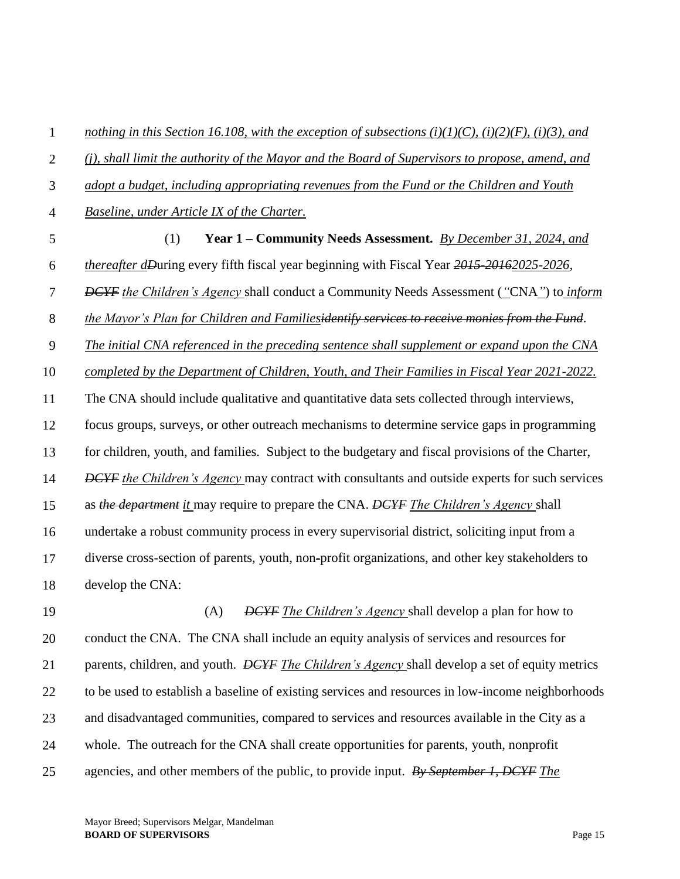*nothing in this Section 16.108, with the exception of subsections (i)(1)(C), (i)(2)(F), (i)(3), and (j), shall limit the authority of the Mayor and the Board of Supervisors to propose, amend, and adopt a budget, including appropriating revenues from the Fund or the Children and Youth Baseline, under Article IX of the Charter.*

(1) **Year 1 – Community Needs Assessment.** *By December 31, 2024, and thereafter d*~~*D*~~uring every fifth fiscal year beginning with Fiscal Year ~~*2015-2016*~~*2025-2026*, ~~*DCYF*~~ *the Children's Agency* shall conduct a Community Needs Assessment (*"*CNA*"*) to *inform the Mayor's Plan for Children and Families*~~*identify services to receive monies from the Fund*~~. *The initial CNA referenced in the preceding sentence shall supplement or expand upon the CNA completed by the Department of Children, Youth, and Their Families in Fiscal Year 2021-2022.* The CNA should include qualitative and quantitative data sets collected through interviews, focus groups, surveys, or other outreach mechanisms to determine service gaps in programming for children, youth, and families. Subject to the budgetary and fiscal provisions of the Charter, ~~*DCYF*~~ *the Children's Agency* may contract with consultants and outside experts for such services as ~~*the department*~~ *it* may require to prepare the CNA. ~~*DCYF*~~ *The Children's Agency* shall undertake a robust community process in every supervisorial district, soliciting input from a diverse cross-section of parents, youth, non-profit organizations, and other key stakeholders to develop the CNA:

(A) ~~*DCYF*~~ *The Children's Agency* shall develop a plan for how to conduct the CNA. The CNA shall include an equity analysis of services and resources for parents, children, and youth. ~~*DCYF*~~ *The Children's Agency* shall develop a set of equity metrics to be used to establish a baseline of existing services and resources in low-income neighborhoods and disadvantaged communities, compared to services and resources available in the City as a whole. The outreach for the CNA shall create opportunities for parents, youth, nonprofit agencies, and other members of the public, to provide input. ~~*By September 1, DCYF*~~ *The*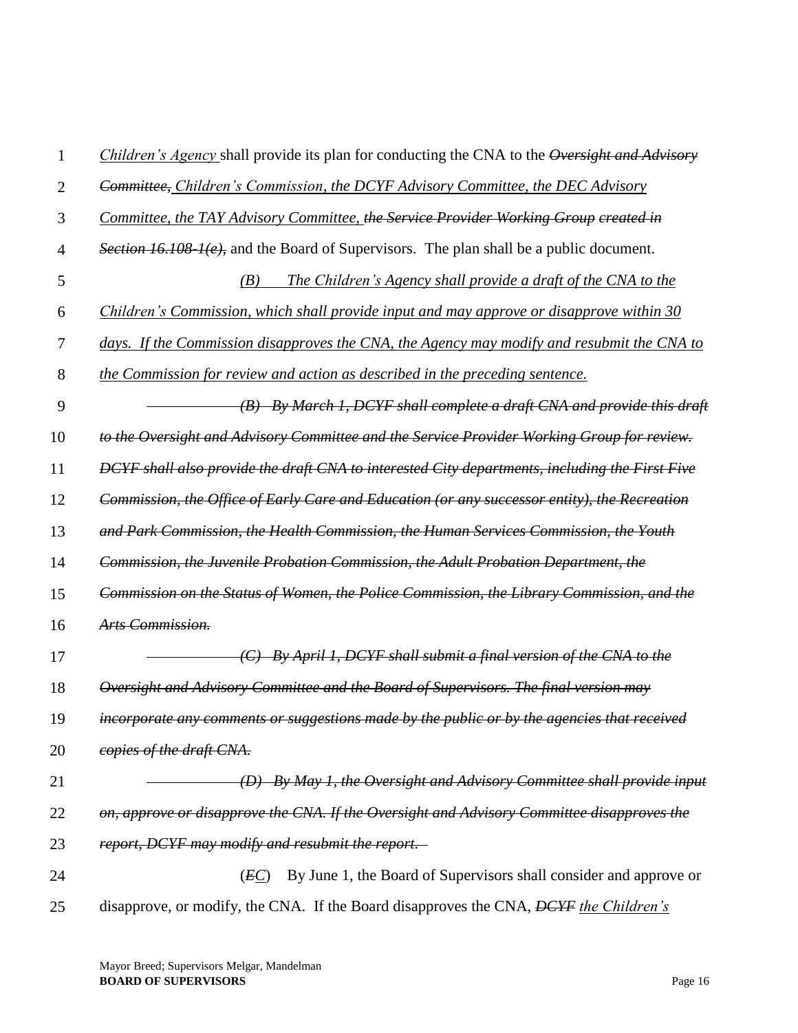*Children's Agency* shall provide its plan for conducting the CNA to the ~~*Oversight and Advisory Committee,*~~ *Children's Commission, the DCYF Advisory Committee, the DEC Advisory Committee, the TAY Advisory Committee,* ~~*the Service Provider Working Group created in Section 16.108-1(e),*~~ and the Board of Supervisors. The plan shall be a public document.

*(B) The Children's Agency shall provide a draft of the CNA to the Children's Commission, which shall provide input and may approve or disapprove within 30 days. If the Commission disapproves the CNA, the Agency may modify and resubmit the CNA to the Commission for review and action as described in the preceding sentence.*

~~*(B) By March 1, DCYF shall complete a draft CNA and provide this draft to the Oversight and Advisory Committee and the Service Provider Working Group for review. DCYF shall also provide the draft CNA to interested City departments, including the First Five Commission, the Office of Early Care and Education (or any successor entity), the Recreation and Park Commission, the Health Commission, the Human Services Commission, the Youth Commission, the Juvenile Probation Commission, the Adult Probation Department, the Commission on the Status of Women, the Police Commission, the Library Commission, and the Arts Commission.*~~

~~*(C) By April 1, DCYF shall submit a final version of the CNA to the Oversight and Advisory Committee and the Board of Supervisors. The final version may incorporate any comments or suggestions made by the public or by the agencies that received copies of the draft CNA.*~~

~~*(D) By May 1, the Oversight and Advisory Committee shall provide input on, approve or disapprove the CNA. If the Oversight and Advisory Committee disapproves the report, DCYF may modify and resubmit the report.*~~

(~~*E*~~*C*) By June 1, the Board of Supervisors shall consider and approve or disapprove, or modify, the CNA. If the Board disapproves the CNA, ~~*DCYF*~~ *the Children's*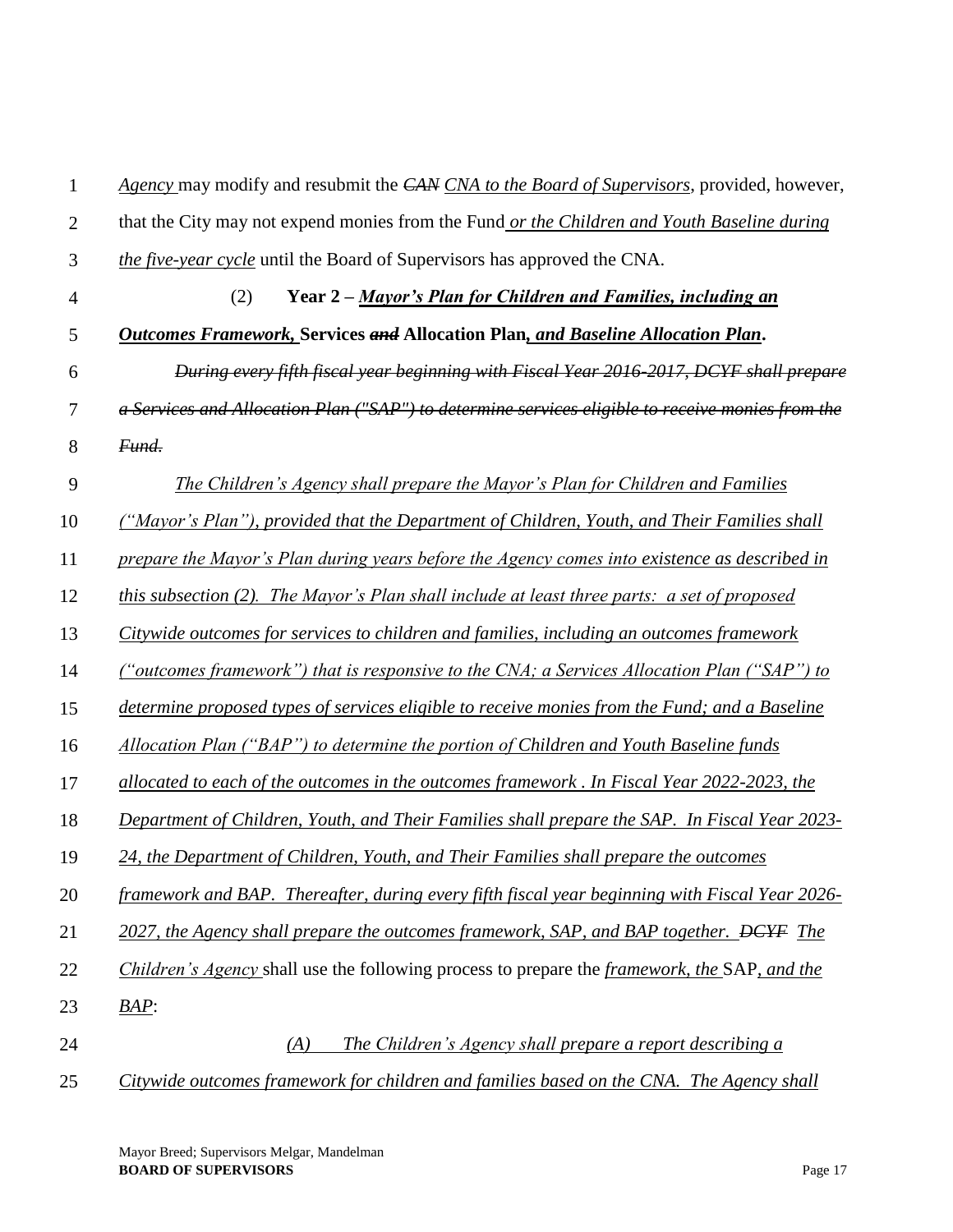*Agency* may modify and resubmit the ~~*CAN*~~ *CNA to the Board of Supervisors*, provided, however, that the City may not expend monies from the Fund *or the Children and Youth Baseline during the five-year cycle* until the Board of Supervisors has approved the CNA.

(2) **Year 2 – *Mayor's Plan for Children and Families, including an Outcomes Framework,* Services ~~*and*~~ Allocation Plan*, and Baseline Allocation Plan*.**

~~*During every fifth fiscal year beginning with Fiscal Year 2016-2017, DCYF shall prepare a Services and Allocation Plan ("SAP") to determine services eligible to receive monies from the Fund.*~~

*The Children's Agency shall prepare the Mayor's Plan for Children and Families ("Mayor's Plan"), provided that the Department of Children, Youth, and Their Families shall prepare the Mayor's Plan during years before the Agency comes into existence as described in this subsection (2). The Mayor's Plan shall include at least three parts: a set of proposed Citywide outcomes for services to children and families, including an outcomes framework ("outcomes framework") that is responsive to the CNA; a Services Allocation Plan ("SAP") to determine proposed types of services eligible to receive monies from the Fund; and a Baseline Allocation Plan ("BAP") to determine the portion of Children and Youth Baseline funds allocated to each of the outcomes in the outcomes framework . In Fiscal Year 2022-2023, the Department of Children, Youth, and Their Families shall prepare the SAP. In Fiscal Year 2023-24, the Department of Children, Youth, and Their Families shall prepare the outcomes framework and BAP. Thereafter, during every fifth fiscal year beginning with Fiscal Year 2026-2027, the Agency shall prepare the outcomes framework, SAP, and BAP together.* ~~*DCYF*~~ *The Children's Agency* shall use the following process to prepare the *framework, the* SAP*, and the BAP*:

*(A) The Children's Agency shall prepare a report describing a Citywide outcomes framework for children and families based on the CNA. The Agency shall*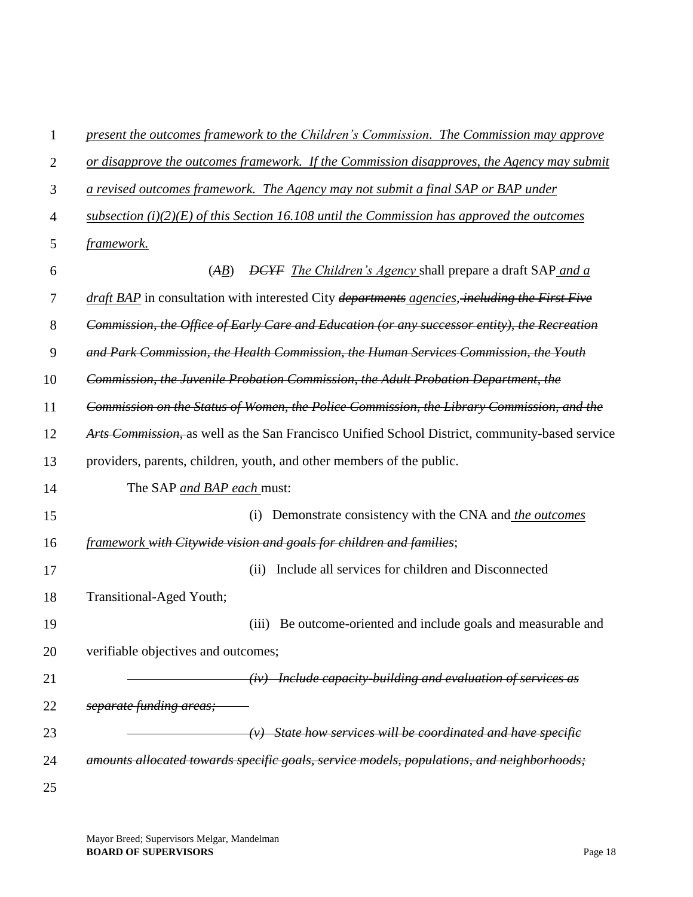*present the outcomes framework to the Children's Commission. The Commission may approve or disapprove the outcomes framework. If the Commission disapproves, the Agency may submit a revised outcomes framework. The Agency may not submit a final SAP or BAP under subsection (i)(2)(E) of this Section 16.108 until the Commission has approved the outcomes framework.*

(~~*A*~~*B*) ~~*DCYF*~~ *The Children's Agency* shall prepare a draft SAP *and a draft BAP* in consultation with interested City ~~*departments*~~ *agencies*, ~~*including the First Five Commission, the Office of Early Care and Education (or any successor entity), the Recreation and Park Commission, the Health Commission, the Human Services Commission, the Youth Commission, the Juvenile Probation Commission, the Adult Probation Department, the Commission on the Status of Women, the Police Commission, the Library Commission, and the Arts Commission,*~~ as well as the San Francisco Unified School District, community-based service providers, parents, children, youth, and other members of the public.

The SAP *and BAP each* must:

(i) Demonstrate consistency with the CNA and *the outcomes framework* ~~*with Citywide vision and goals for children and families*~~;

(ii) Include all services for children and Disconnected Transitional-Aged Youth;

(iii) Be outcome-oriented and include goals and measurable and verifiable objectives and outcomes;

~~*(iv) Include capacity-building and evaluation of services as separate funding areas;*~~

~~*(v) State how services will be coordinated and have specific amounts allocated towards specific goals, service models, populations, and neighborhoods;*~~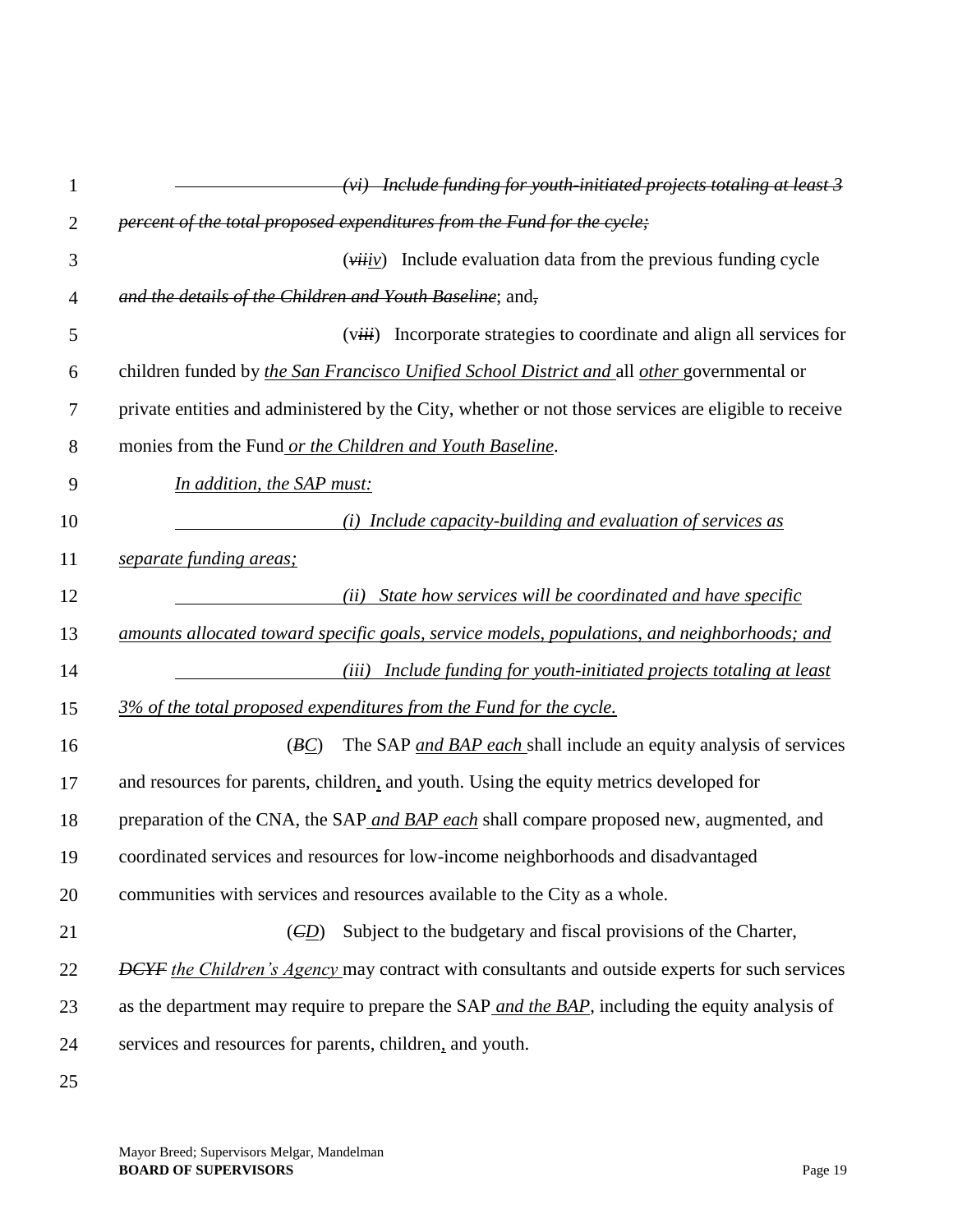~~*(vi) Include funding for youth-initiated projects totaling at least 3 percent of the total proposed expenditures from the Fund for the cycle;*~~

(~~*vii*~~*iv*) Include evaluation data from the previous funding cycle ~~*and the details of the Children and Youth Baseline*~~; and~~,~~

(v~~*iii*~~) Incorporate strategies to coordinate and align all services for children funded by *the San Francisco Unified School District and* all *other* governmental or private entities and administered by the City, whether or not those services are eligible to receive monies from the Fund *or the Children and Youth Baseline*.

*In addition, the SAP must:*

*(i) Include capacity-building and evaluation of services as separate funding areas;*

*(ii) State how services will be coordinated and have specific amounts allocated toward specific goals, service models, populations, and neighborhoods; and*

*(iii) Include funding for youth-initiated projects totaling at least 3% of the total proposed expenditures from the Fund for the cycle.*

(~~*B*~~*C*) The SAP *and BAP each* shall include an equity analysis of services and resources for parents, children, and youth. Using the equity metrics developed for preparation of the CNA, the SAP *and BAP each* shall compare proposed new, augmented, and coordinated services and resources for low-income neighborhoods and disadvantaged communities with services and resources available to the City as a whole.

(~~*C*~~*D*) Subject to the budgetary and fiscal provisions of the Charter, ~~*DCYF*~~ *the Children's Agency* may contract with consultants and outside experts for such services as the department may require to prepare the SAP *and the BAP*, including the equity analysis of services and resources for parents, children, and youth.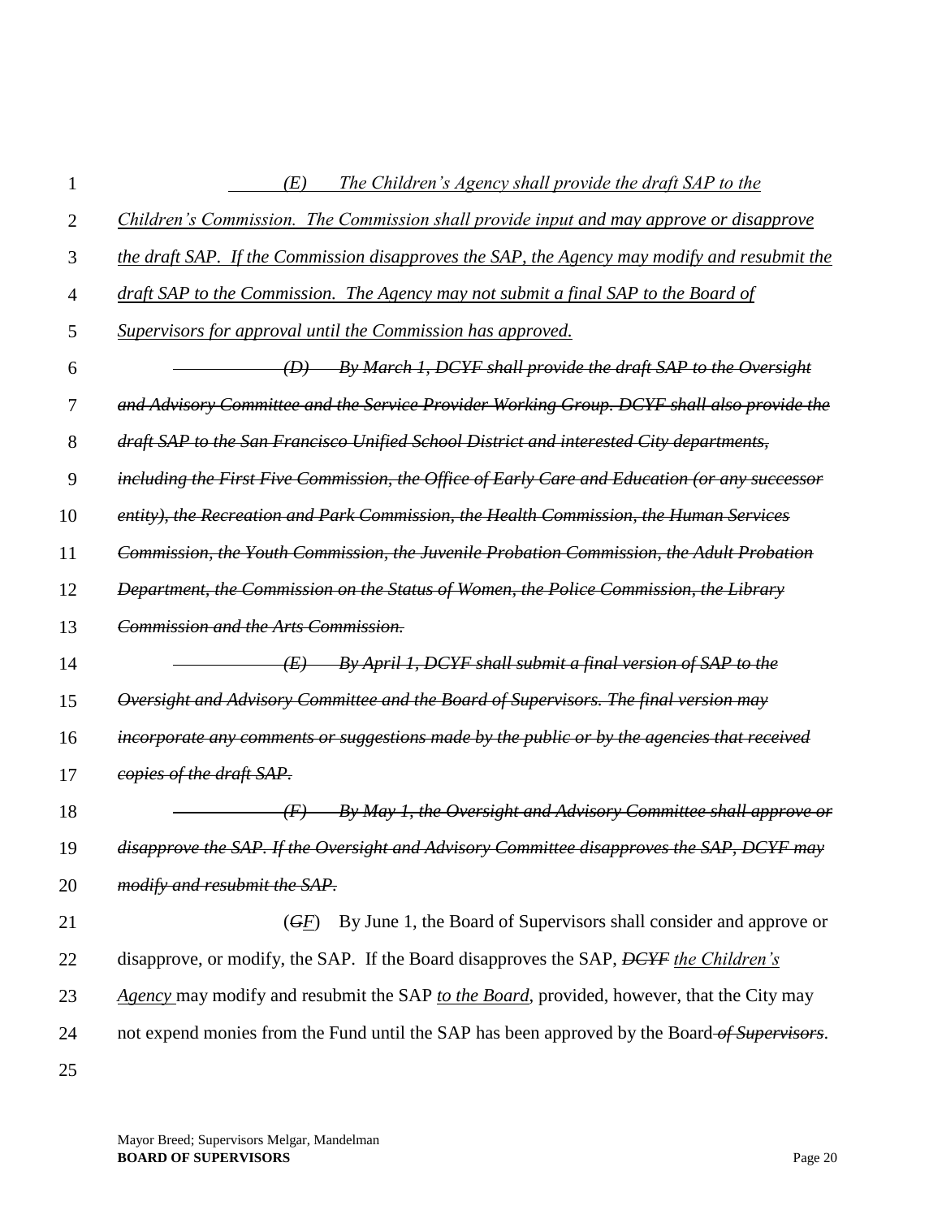*(E) The Children's Agency shall provide the draft SAP to the Children's Commission. The Commission shall provide input and may approve or disapprove the draft SAP. If the Commission disapproves the SAP, the Agency may modify and resubmit the draft SAP to the Commission. The Agency may not submit a final SAP to the Board of Supervisors for approval until the Commission has approved.*

~~*(D) By March 1, DCYF shall provide the draft SAP to the Oversight and Advisory Committee and the Service Provider Working Group. DCYF shall also provide the draft SAP to the San Francisco Unified School District and interested City departments, including the First Five Commission, the Office of Early Care and Education (or any successor entity), the Recreation and Park Commission, the Health Commission, the Human Services Commission, the Youth Commission, the Juvenile Probation Commission, the Adult Probation Department, the Commission on the Status of Women, the Police Commission, the Library Commission and the Arts Commission.*~~

~~*(E) By April 1, DCYF shall submit a final version of SAP to the Oversight and Advisory Committee and the Board of Supervisors. The final version may incorporate any comments or suggestions made by the public or by the agencies that received copies of the draft SAP.*~~

~~*(F) By May 1, the Oversight and Advisory Committee shall approve or disapprove the SAP. If the Oversight and Advisory Committee disapproves the SAP, DCYF may modify and resubmit the SAP.*~~

(~~*G*~~*F*) By June 1, the Board of Supervisors shall consider and approve or disapprove, or modify, the SAP. If the Board disapproves the SAP, ~~*DCYF*~~ *the Children's Agency* may modify and resubmit the SAP *to the Board*, provided, however, that the City may not expend monies from the Fund until the SAP has been approved by the Board ~~*of Supervisors*~~.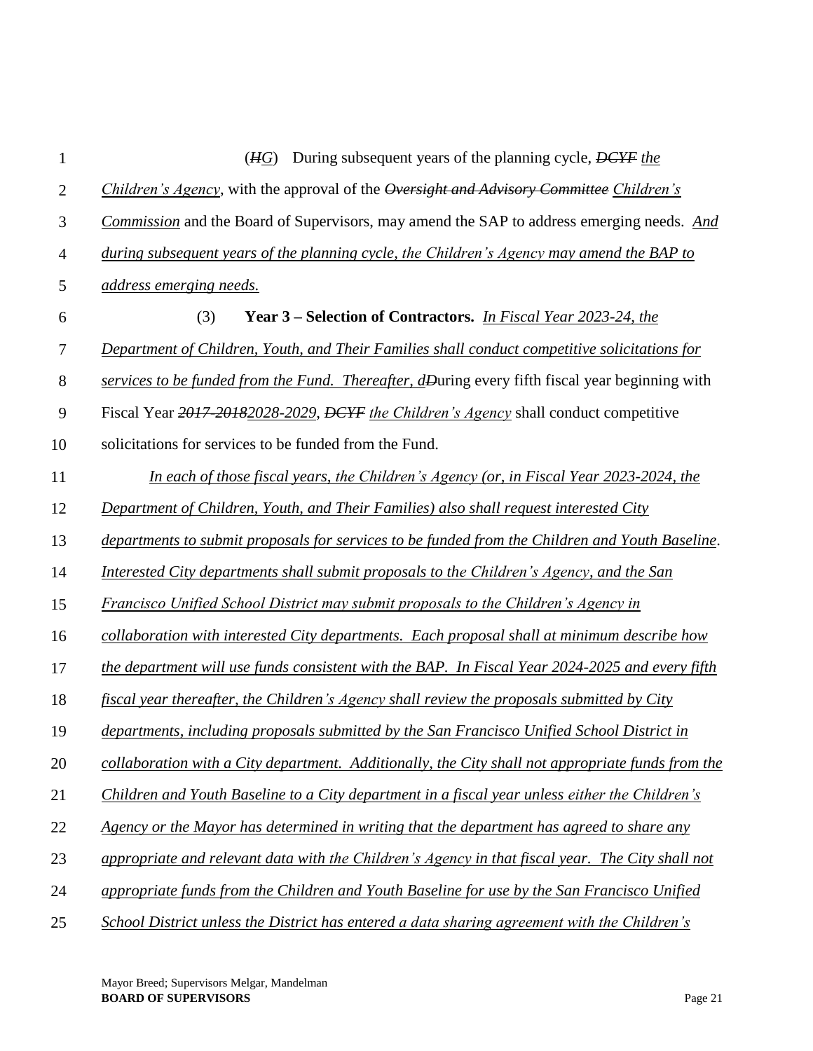(~~H~~*G*) During subsequent years of the planning cycle, ~~*DCYF*~~ *the Children's Agency*, with the approval of the ~~*Oversight and Advisory Committee*~~ *Children's Commission* and the Board of Supervisors, may amend the SAP to address emerging needs. *And during subsequent years of the planning cycle, the Children's Agency may amend the BAP to address emerging needs.*

(3) **Year 3 – Selection of Contractors.** *In Fiscal Year 2023-24, the Department of Children, Youth, and Their Families shall conduct competitive solicitations for services to be funded from the Fund. Thereafter, d*~~D~~uring every fifth fiscal year beginning with Fiscal Year ~~*2017-2018*~~*2028-2029*, ~~*DCYF*~~ *the Children's Agency* shall conduct competitive solicitations for services to be funded from the Fund.

*In each of those fiscal years, the Children's Agency (or, in Fiscal Year 2023-2024, the Department of Children, Youth, and Their Families) also shall request interested City departments to submit proposals for services to be funded from the Children and Youth Baseline. Interested City departments shall submit proposals to the Children's Agency, and the San Francisco Unified School District may submit proposals to the Children's Agency in collaboration with interested City departments. Each proposal shall at minimum describe how the department will use funds consistent with the BAP. In Fiscal Year 2024-2025 and every fifth fiscal year thereafter, the Children's Agency shall review the proposals submitted by City departments, including proposals submitted by the San Francisco Unified School District in collaboration with a City department. Additionally, the City shall not appropriate funds from the Children and Youth Baseline to a City department in a fiscal year unless either the Children's Agency or the Mayor has determined in writing that the department has agreed to share any appropriate and relevant data with the Children's Agency in that fiscal year. The City shall not appropriate funds from the Children and Youth Baseline for use by the San Francisco Unified School District unless the District has entered a data sharing agreement with the Children's*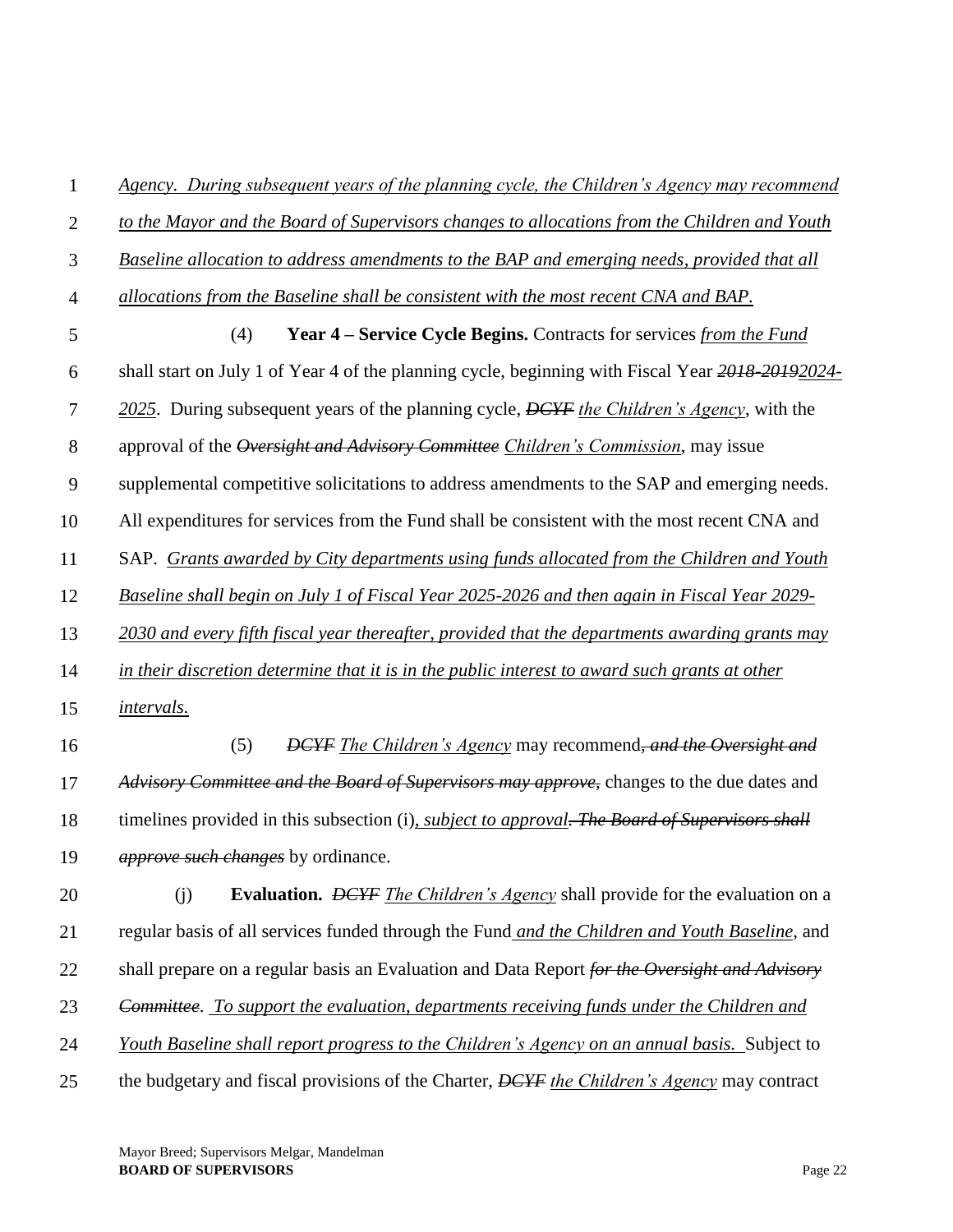*Agency. During subsequent years of the planning cycle, the Children's Agency may recommend to the Mayor and the Board of Supervisors changes to allocations from the Children and Youth Baseline allocation to address amendments to the BAP and emerging needs, provided that all allocations from the Baseline shall be consistent with the most recent CNA and BAP.*

(4) **Year 4 – Service Cycle Begins.** Contracts for services *from the Fund* shall start on July 1 of Year 4 of the planning cycle, beginning with Fiscal Year ~~*2018-2019*~~*2024-2025*. During subsequent years of the planning cycle, ~~*DCYF*~~ *the Children's Agency*, with the approval of the ~~*Oversight and Advisory Committee*~~ *Children's Commission*, may issue supplemental competitive solicitations to address amendments to the SAP and emerging needs. All expenditures for services from the Fund shall be consistent with the most recent CNA and SAP. *Grants awarded by City departments using funds allocated from the Children and Youth Baseline shall begin on July 1 of Fiscal Year 2025-2026 and then again in Fiscal Year 2029-2030 and every fifth fiscal year thereafter, provided that the departments awarding grants may in their discretion determine that it is in the public interest to award such grants at other intervals.*

(5) ~~*DCYF*~~ *The Children's Agency* may recommend~~*, and the Oversight and Advisory Committee and the Board of Supervisors may approve,*~~ changes to the due dates and timelines provided in this subsection (i)*, subject to approval*~~*. The Board of Supervisors shall approve such changes*~~ by ordinance.

(j) **Evaluation.** ~~*DCYF*~~ *The Children's Agency* shall provide for the evaluation on a regular basis of all services funded through the Fund *and the Children and Youth Baseline*, and shall prepare on a regular basis an Evaluation and Data Report ~~*for the Oversight and Advisory Committee*~~. *To support the evaluation, departments receiving funds under the Children and Youth Baseline shall report progress to the Children's Agency on an annual basis.* Subject to the budgetary and fiscal provisions of the Charter, ~~*DCYF*~~ *the Children's Agency* may contract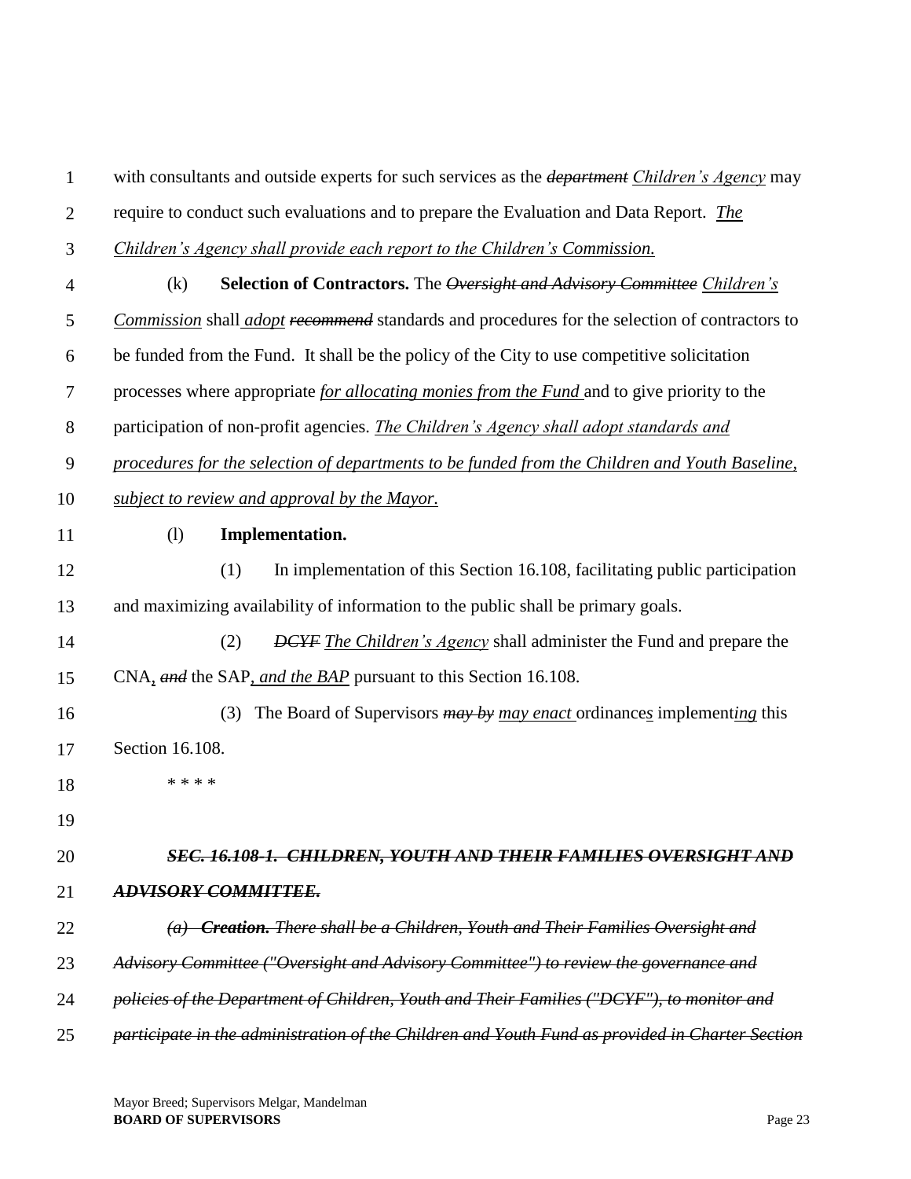with consultants and outside experts for such services as the ~~*department*~~ *Children's Agency* may require to conduct such evaluations and to prepare the Evaluation and Data Report. *The Children's Agency shall provide each report to the Children's Commission.*

(k) **Selection of Contractors.** The ~~*Oversight and Advisory Committee*~~ *Children's Commission* shall *adopt* ~~*recommend*~~ standards and procedures for the selection of contractors to be funded from the Fund. It shall be the policy of the City to use competitive solicitation processes where appropriate *for allocating monies from the Fund* and to give priority to the participation of non-profit agencies. *The Children's Agency shall adopt standards and procedures for the selection of departments to be funded from the Children and Youth Baseline, subject to review and approval by the Mayor.*

(l) **Implementation.**

(1) In implementation of this Section 16.108, facilitating public participation and maximizing availability of information to the public shall be primary goals.

(2) ~~*DCYF*~~ *The Children's Agency* shall administer the Fund and prepare the CNA, ~~*and*~~ the SAP, *and the BAP* pursuant to this Section 16.108.

(3) The Board of Supervisors ~~*may by*~~ *may enact* ordinance*s* implement*ing* this Section 16.108.

\* \* \* \*

~~***SEC. 16.108-1. CHILDREN, YOUTH AND THEIR FAMILIES OVERSIGHT AND ADVISORY COMMITTEE.***~~

~~*(a) **Creation.** There shall be a Children, Youth and Their Families Oversight and Advisory Committee ("Oversight and Advisory Committee") to review the governance and policies of the Department of Children, Youth and Their Families ("DCYF"), to monitor and participate in the administration of the Children and Youth Fund as provided in Charter Section*~~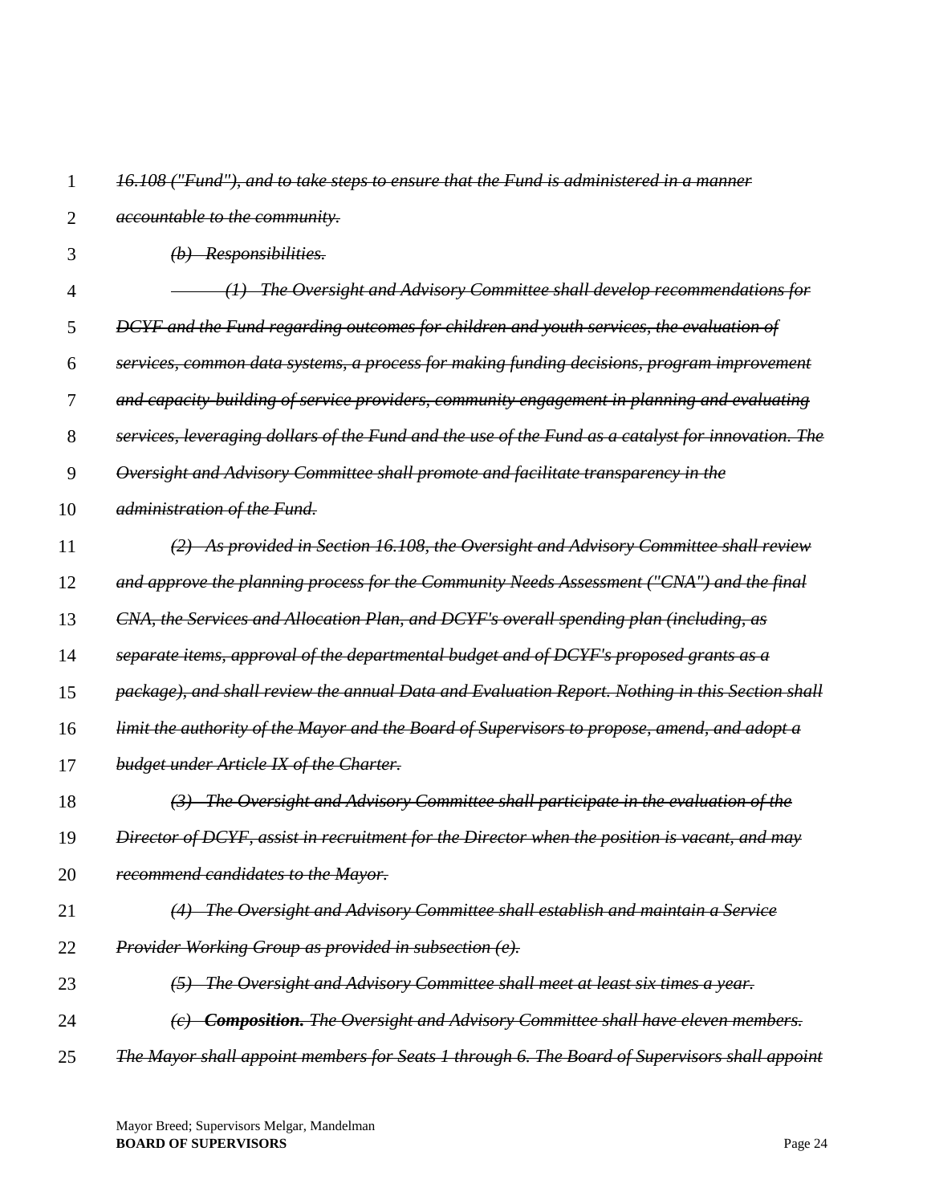~~*16.108 ("Fund"), and to take steps to ensure that the Fund is administered in a manner accountable to the community.*~~

~~*(b) Responsibilities.*~~

~~*(1) The Oversight and Advisory Committee shall develop recommendations for DCYF and the Fund regarding outcomes for children and youth services, the evaluation of services, common data systems, a process for making funding decisions, program improvement and capacity-building of service providers, community engagement in planning and evaluating services, leveraging dollars of the Fund and the use of the Fund as a catalyst for innovation. The Oversight and Advisory Committee shall promote and facilitate transparency in the administration of the Fund.*~~

~~*(2) As provided in Section 16.108, the Oversight and Advisory Committee shall review and approve the planning process for the Community Needs Assessment ("CNA") and the final CNA, the Services and Allocation Plan, and DCYF's overall spending plan (including, as separate items, approval of the departmental budget and of DCYF's proposed grants as a package), and shall review the annual Data and Evaluation Report. Nothing in this Section shall limit the authority of the Mayor and the Board of Supervisors to propose, amend, and adopt a budget under Article IX of the Charter.*~~

~~*(3) The Oversight and Advisory Committee shall participate in the evaluation of the Director of DCYF, assist in recruitment for the Director when the position is vacant, and may recommend candidates to the Mayor.*~~

~~*(4) The Oversight and Advisory Committee shall establish and maintain a Service Provider Working Group as provided in subsection (e).*~~

~~*(5) The Oversight and Advisory Committee shall meet at least six times a year.*~~

~~*(c) **Composition.** The Oversight and Advisory Committee shall have eleven members. The Mayor shall appoint members for Seats 1 through 6. The Board of Supervisors shall appoint*~~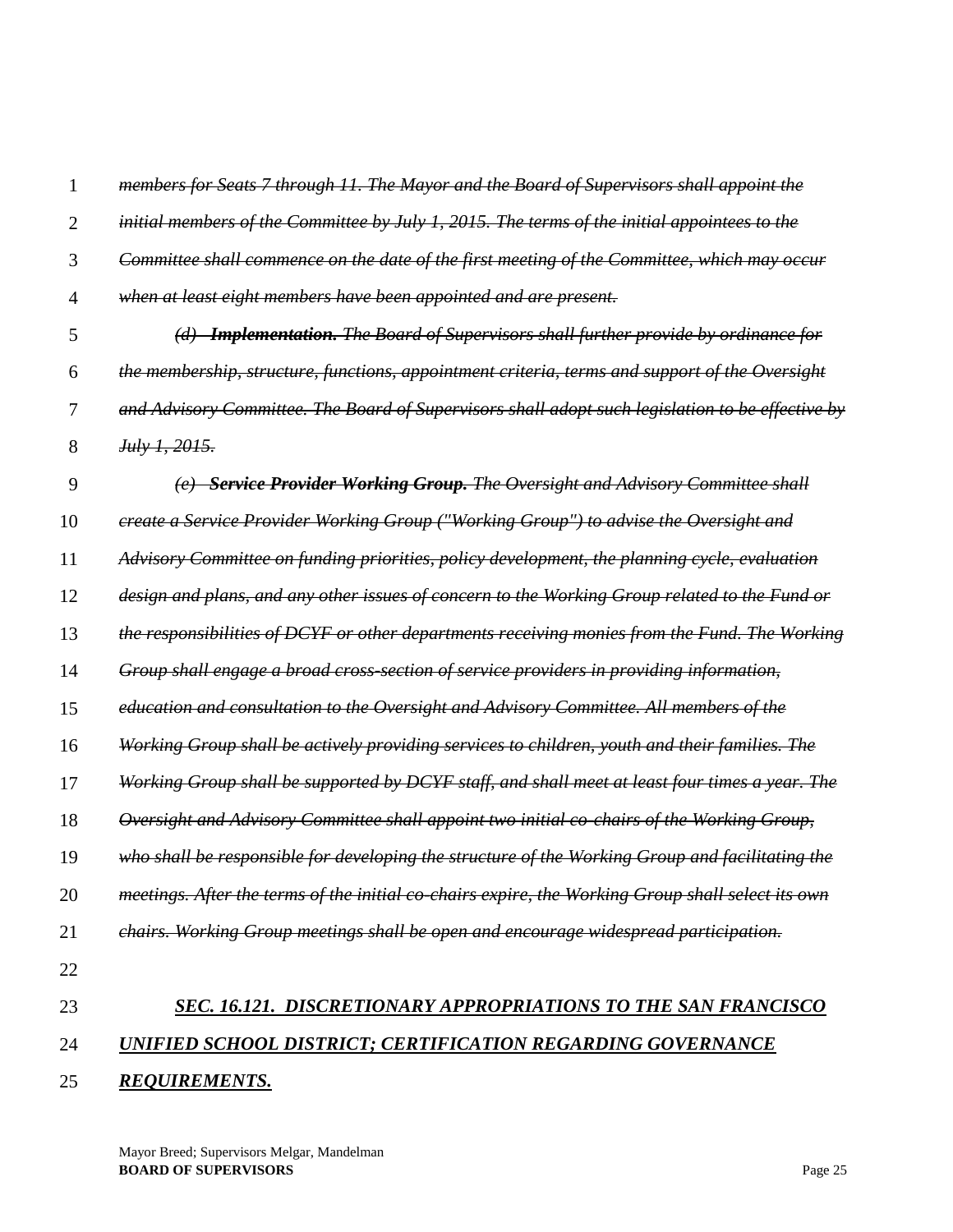~~*members for Seats 7 through 11. The Mayor and the Board of Supervisors shall appoint the initial members of the Committee by July 1, 2015. The terms of the initial appointees to the Committee shall commence on the date of the first meeting of the Committee, which may occur when at least eight members have been appointed and are present.*~~

~~*(d) **Implementation.** The Board of Supervisors shall further provide by ordinance for the membership, structure, functions, appointment criteria, terms and support of the Oversight and Advisory Committee. The Board of Supervisors shall adopt such legislation to be effective by July 1, 2015.*~~

~~*(e) **Service Provider Working Group.** The Oversight and Advisory Committee shall create a Service Provider Working Group ("Working Group") to advise the Oversight and Advisory Committee on funding priorities, policy development, the planning cycle, evaluation design and plans, and any other issues of concern to the Working Group related to the Fund or the responsibilities of DCYF or other departments receiving monies from the Fund. The Working Group shall engage a broad cross-section of service providers in providing information, education and consultation to the Oversight and Advisory Committee. All members of the Working Group shall be actively providing services to children, youth and their families. The Working Group shall be supported by DCYF staff, and shall meet at least four times a year. The Oversight and Advisory Committee shall appoint two initial co-chairs of the Working Group, who shall be responsible for developing the structure of the Working Group and facilitating the meetings. After the terms of the initial co-chairs expire, the Working Group shall select its own chairs. Working Group meetings shall be open and encourage widespread participation.*~~

***<u>SEC. 16.121. DISCRETIONARY APPROPRIATIONS TO THE SAN FRANCISCO UNIFIED SCHOOL DISTRICT; CERTIFICATION REGARDING GOVERNANCE REQUIREMENTS.</u>***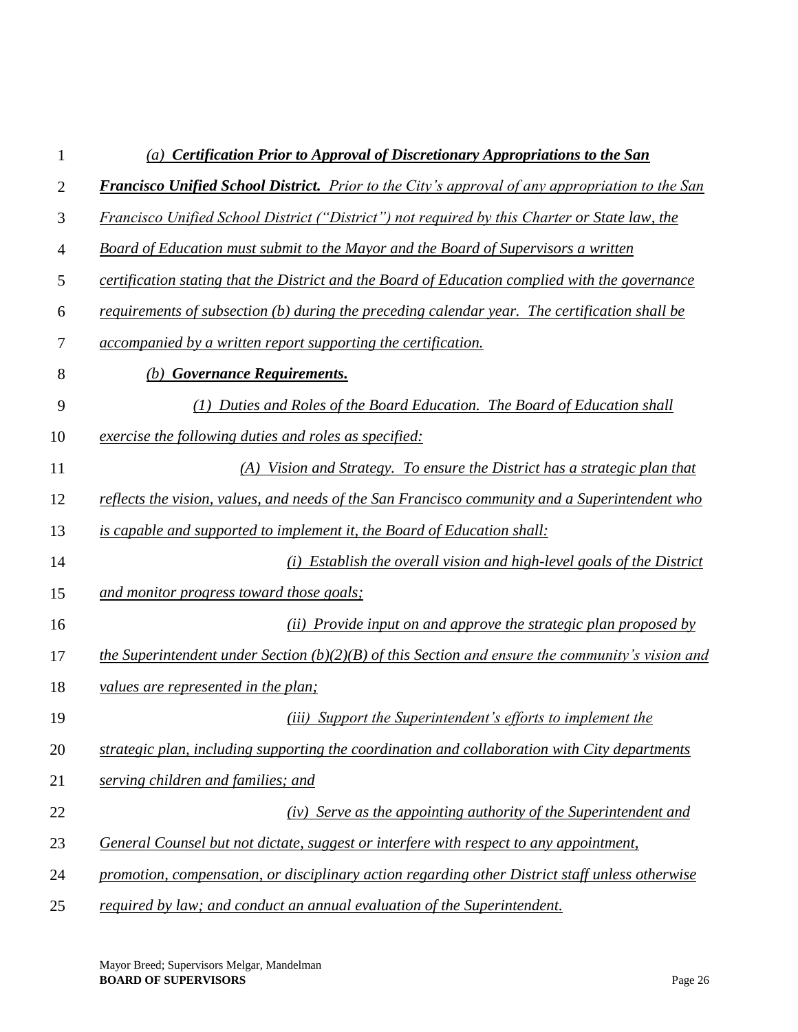*(a)* ***Certification Prior to Approval of Discretionary Appropriations to the San Francisco Unified School District.*** *Prior to the City's approval of any appropriation to the San Francisco Unified School District ("District") not required by this Charter or State law, the Board of Education must submit to the Mayor and the Board of Supervisors a written certification stating that the District and the Board of Education complied with the governance requirements of subsection (b) during the preceding calendar year. The certification shall be accompanied by a written report supporting the certification.*

*(b)* ***Governance Requirements.***

*(1) Duties and Roles of the Board Education. The Board of Education shall exercise the following duties and roles as specified:*

*(A) Vision and Strategy. To ensure the District has a strategic plan that reflects the vision, values, and needs of the San Francisco community and a Superintendent who is capable and supported to implement it, the Board of Education shall:*

*(i) Establish the overall vision and high-level goals of the District and monitor progress toward those goals;*

*(ii) Provide input on and approve the strategic plan proposed by the Superintendent under Section (b)(2)(B) of this Section and ensure the community's vision and values are represented in the plan;*

*(iii) Support the Superintendent's efforts to implement the strategic plan, including supporting the coordination and collaboration with City departments serving children and families; and*

*(iv) Serve as the appointing authority of the Superintendent and General Counsel but not dictate, suggest or interfere with respect to any appointment, promotion, compensation, or disciplinary action regarding other District staff unless otherwise required by law; and conduct an annual evaluation of the Superintendent.*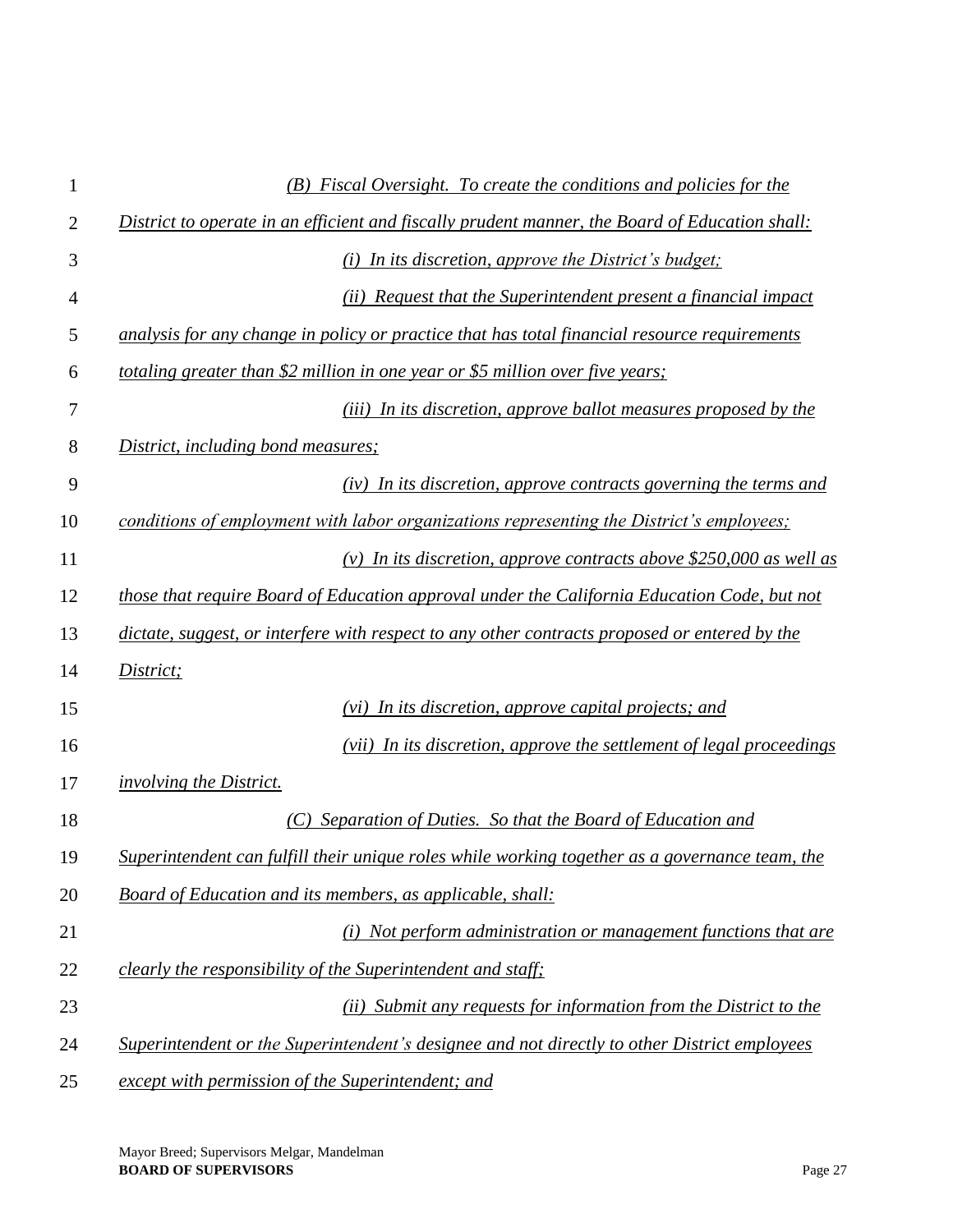*(B) Fiscal Oversight. To create the conditions and policies for the District to operate in an efficient and fiscally prudent manner, the Board of Education shall:*

*(i) In its discretion, approve the District's budget;*

*(ii) Request that the Superintendent present a financial impact analysis for any change in policy or practice that has total financial resource requirements totaling greater than $2 million in one year or $5 million over five years;*

*(iii) In its discretion, approve ballot measures proposed by the District, including bond measures;*

*(iv) In its discretion, approve contracts governing the terms and conditions of employment with labor organizations representing the District's employees;*

*(v) In its discretion, approve contracts above $250,000 as well as those that require Board of Education approval under the California Education Code, but not dictate, suggest, or interfere with respect to any other contracts proposed or entered by the District;*

*(vi) In its discretion, approve capital projects; and*

*(vii) In its discretion, approve the settlement of legal proceedings involving the District.*

*(C) Separation of Duties. So that the Board of Education and Superintendent can fulfill their unique roles while working together as a governance team, the Board of Education and its members, as applicable, shall:*

*(i) Not perform administration or management functions that are clearly the responsibility of the Superintendent and staff;*

*(ii) Submit any requests for information from the District to the Superintendent or the Superintendent's designee and not directly to other District employees except with permission of the Superintendent; and*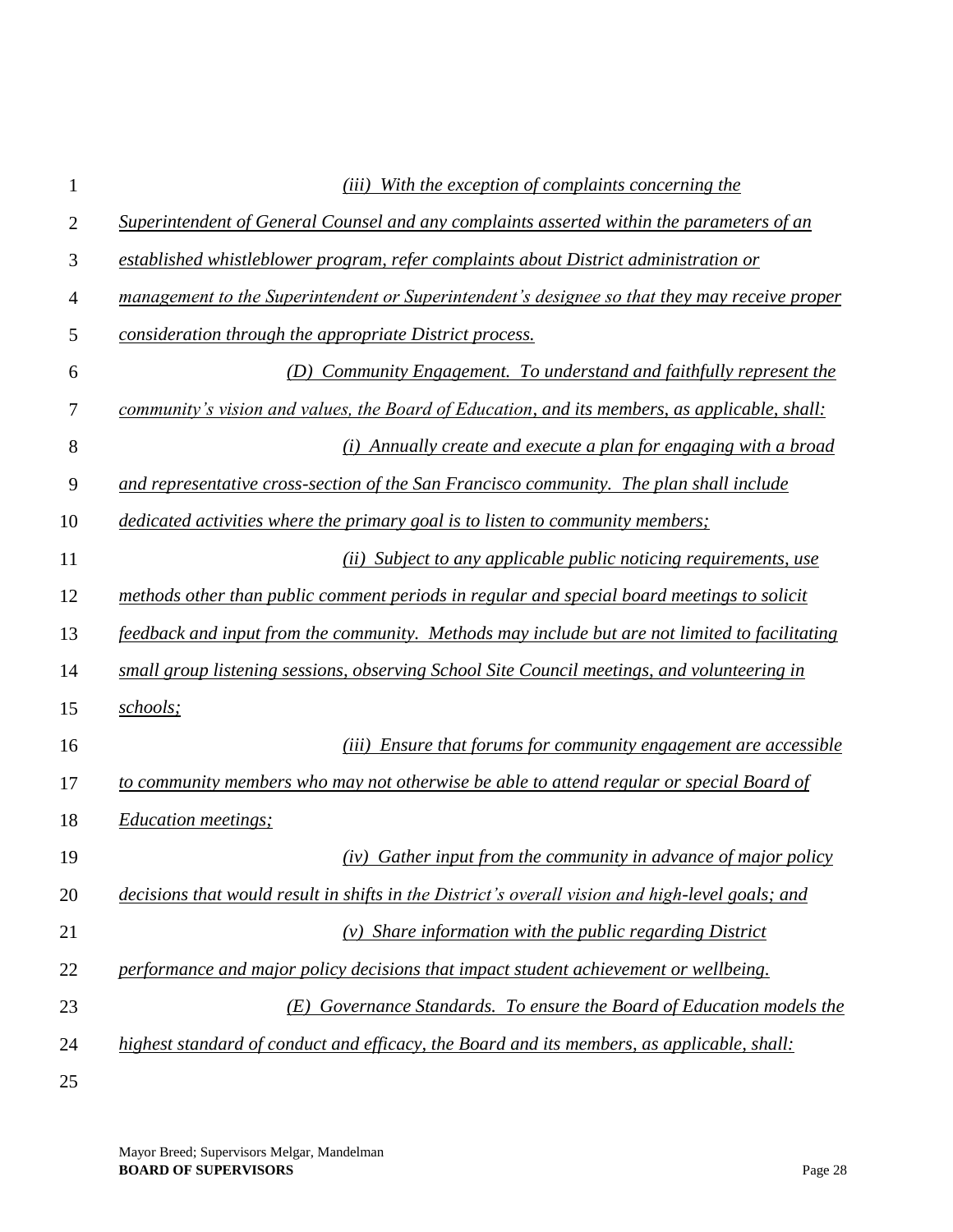*(iii) With the exception of complaints concerning the Superintendent of General Counsel and any complaints asserted within the parameters of an established whistleblower program, refer complaints about District administration or management to the Superintendent or Superintendent's designee so that they may receive proper consideration through the appropriate District process.*

*(D) Community Engagement. To understand and faithfully represent the community's vision and values, the Board of Education, and its members, as applicable, shall:*

*(i) Annually create and execute a plan for engaging with a broad and representative cross-section of the San Francisco community. The plan shall include dedicated activities where the primary goal is to listen to community members;*

*(ii) Subject to any applicable public noticing requirements, use methods other than public comment periods in regular and special board meetings to solicit feedback and input from the community. Methods may include but are not limited to facilitating small group listening sessions, observing School Site Council meetings, and volunteering in schools;*

*(iii) Ensure that forums for community engagement are accessible to community members who may not otherwise be able to attend regular or special Board of Education meetings;*

*(iv) Gather input from the community in advance of major policy decisions that would result in shifts in the District's overall vision and high-level goals; and*

*(v) Share information with the public regarding District performance and major policy decisions that impact student achievement or wellbeing.*

*(E) Governance Standards. To ensure the Board of Education models the highest standard of conduct and efficacy, the Board and its members, as applicable, shall:*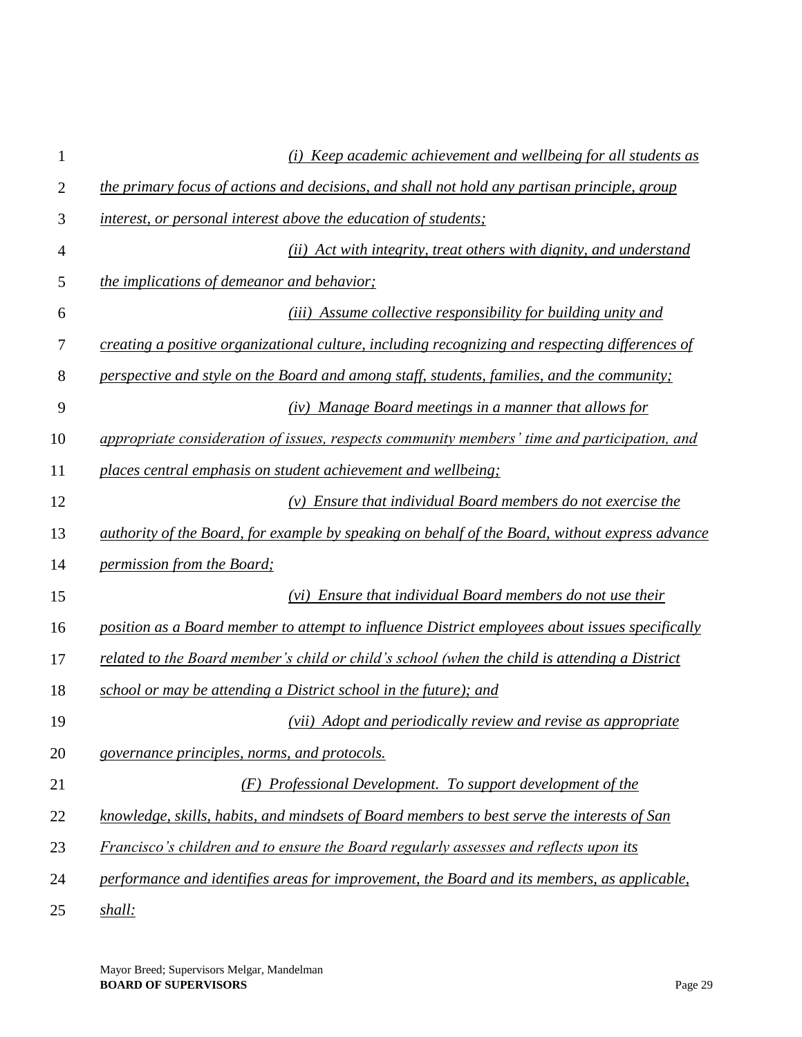*(i) Keep academic achievement and wellbeing for all students as the primary focus of actions and decisions, and shall not hold any partisan principle, group interest, or personal interest above the education of students;*

*(ii) Act with integrity, treat others with dignity, and understand the implications of demeanor and behavior;*

*(iii) Assume collective responsibility for building unity and creating a positive organizational culture, including recognizing and respecting differences of perspective and style on the Board and among staff, students, families, and the community;*

*(iv) Manage Board meetings in a manner that allows for appropriate consideration of issues, respects community members' time and participation, and places central emphasis on student achievement and wellbeing;*

*(v) Ensure that individual Board members do not exercise the authority of the Board, for example by speaking on behalf of the Board, without express advance permission from the Board;*

*(vi) Ensure that individual Board members do not use their position as a Board member to attempt to influence District employees about issues specifically related to the Board member's child or child's school (when the child is attending a District school or may be attending a District school in the future); and*

*(vii) Adopt and periodically review and revise as appropriate governance principles, norms, and protocols.*

*(F) Professional Development. To support development of the knowledge, skills, habits, and mindsets of Board members to best serve the interests of San Francisco's children and to ensure the Board regularly assesses and reflects upon its performance and identifies areas for improvement, the Board and its members, as applicable, shall:*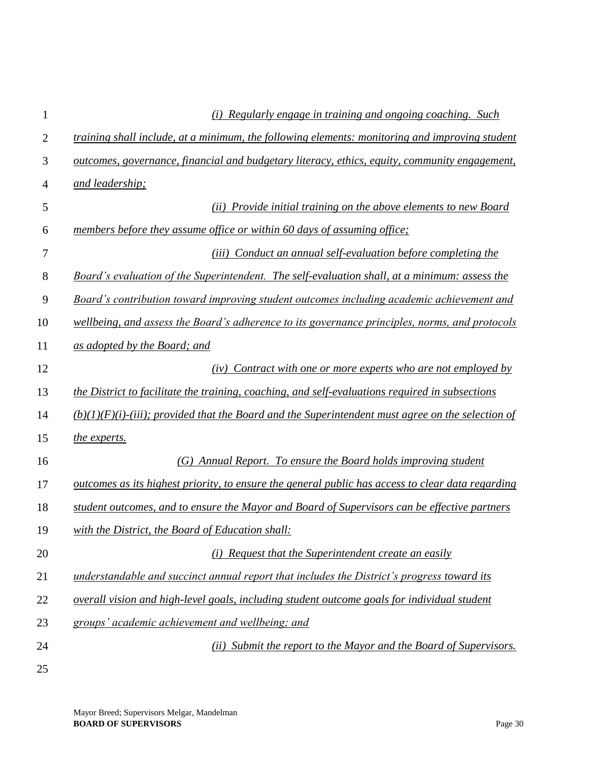*(i) Regularly engage in training and ongoing coaching. Such training shall include, at a minimum, the following elements: monitoring and improving student outcomes, governance, financial and budgetary literacy, ethics, equity, community engagement, and leadership;*

*(ii) Provide initial training on the above elements to new Board members before they assume office or within 60 days of assuming office;*

*(iii) Conduct an annual self-evaluation before completing the Board's evaluation of the Superintendent. The self-evaluation shall, at a minimum: assess the Board's contribution toward improving student outcomes including academic achievement and wellbeing, and assess the Board's adherence to its governance principles, norms, and protocols as adopted by the Board; and*

*(iv) Contract with one or more experts who are not employed by the District to facilitate the training, coaching, and self-evaluations required in subsections (b)(1)(F)(i)-(iii); provided that the Board and the Superintendent must agree on the selection of the experts.*

*(G) Annual Report. To ensure the Board holds improving student outcomes as its highest priority, to ensure the general public has access to clear data regarding student outcomes, and to ensure the Mayor and Board of Supervisors can be effective partners with the District, the Board of Education shall:*

*(i) Request that the Superintendent create an easily understandable and succinct annual report that includes the District's progress toward its overall vision and high-level goals, including student outcome goals for individual student groups' academic achievement and wellbeing; and*

*(ii) Submit the report to the Mayor and the Board of Supervisors.*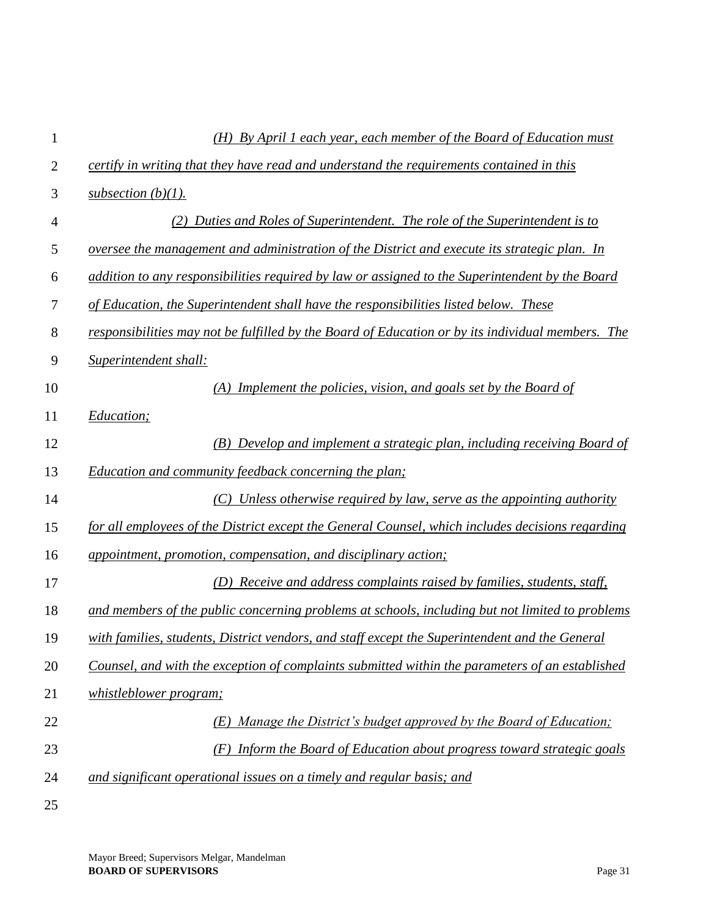*(H) By April 1 each year, each member of the Board of Education must certify in writing that they have read and understand the requirements contained in this subsection (b)(1).*

*(2) Duties and Roles of Superintendent. The role of the Superintendent is to oversee the management and administration of the District and execute its strategic plan. In addition to any responsibilities required by law or assigned to the Superintendent by the Board of Education, the Superintendent shall have the responsibilities listed below. These responsibilities may not be fulfilled by the Board of Education or by its individual members. The Superintendent shall:*

*(A) Implement the policies, vision, and goals set by the Board of Education;*

*(B) Develop and implement a strategic plan, including receiving Board of Education and community feedback concerning the plan;*

*(C) Unless otherwise required by law, serve as the appointing authority for all employees of the District except the General Counsel, which includes decisions regarding appointment, promotion, compensation, and disciplinary action;*

*(D) Receive and address complaints raised by families, students, staff, and members of the public concerning problems at schools, including but not limited to problems with families, students, District vendors, and staff except the Superintendent and the General Counsel, and with the exception of complaints submitted within the parameters of an established whistleblower program;*

*(E) Manage the District's budget approved by the Board of Education;*

*(F) Inform the Board of Education about progress toward strategic goals and significant operational issues on a timely and regular basis; and*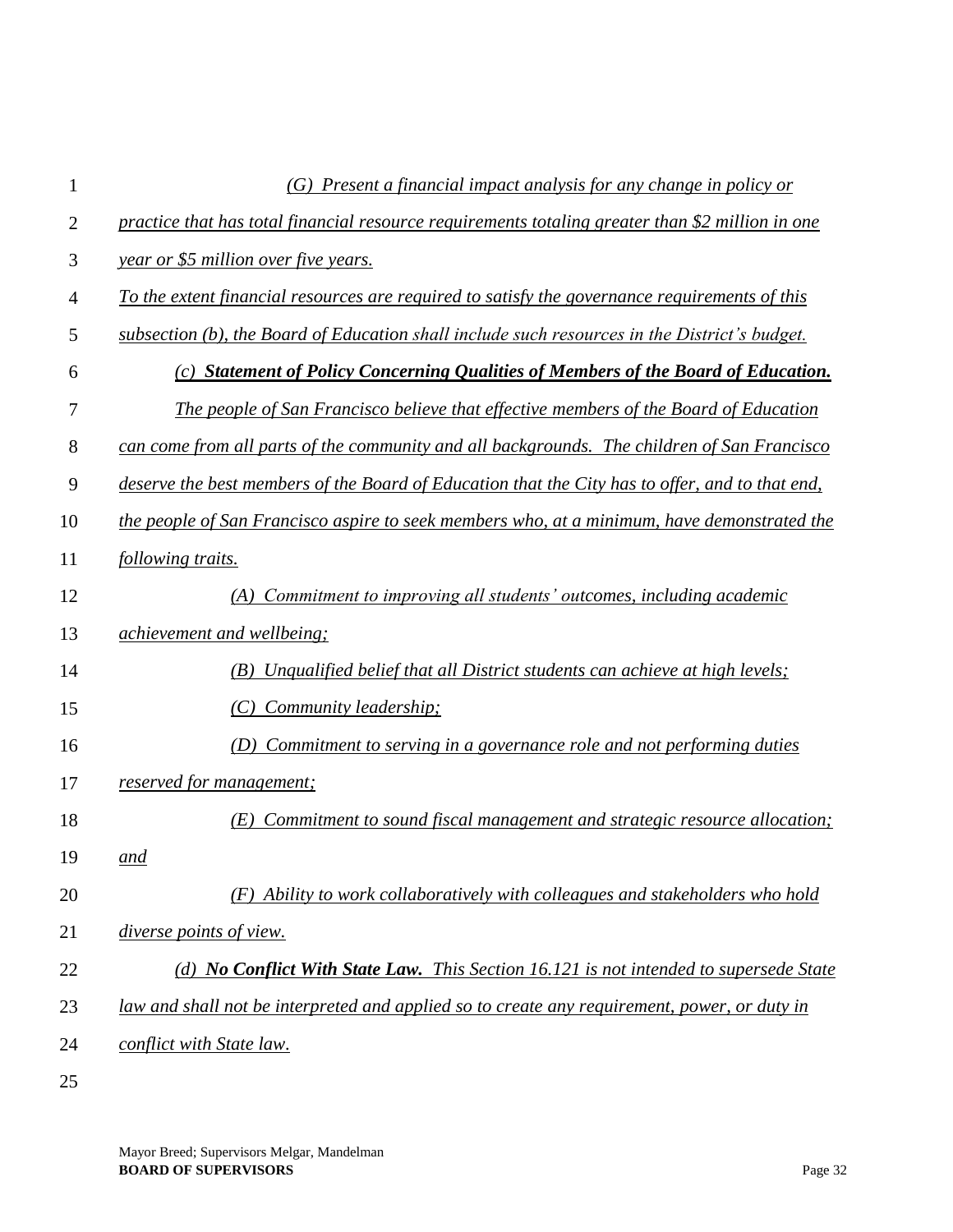*(G) Present a financial impact analysis for any change in policy or practice that has total financial resource requirements totaling greater than $2 million in one year or $5 million over five years.*

*To the extent financial resources are required to satisfy the governance requirements of this subsection (b), the Board of Education shall include such resources in the District's budget.*

***(c) Statement of Policy Concerning Qualities of Members of the Board of Education.***

*The people of San Francisco believe that effective members of the Board of Education can come from all parts of the community and all backgrounds. The children of San Francisco deserve the best members of the Board of Education that the City has to offer, and to that end, the people of San Francisco aspire to seek members who, at a minimum, have demonstrated the following traits.*

*(A) Commitment to improving all students' outcomes, including academic achievement and wellbeing;*

*(B) Unqualified belief that all District students can achieve at high levels;*

*(C) Community leadership;*

*(D) Commitment to serving in a governance role and not performing duties reserved for management;*

*(E) Commitment to sound fiscal management and strategic resource allocation; and*

*(F) Ability to work collaboratively with colleagues and stakeholders who hold diverse points of view.*

*(d) **No Conflict With State Law.** This Section 16.121 is not intended to supersede State law and shall not be interpreted and applied so to create any requirement, power, or duty in conflict with State law.*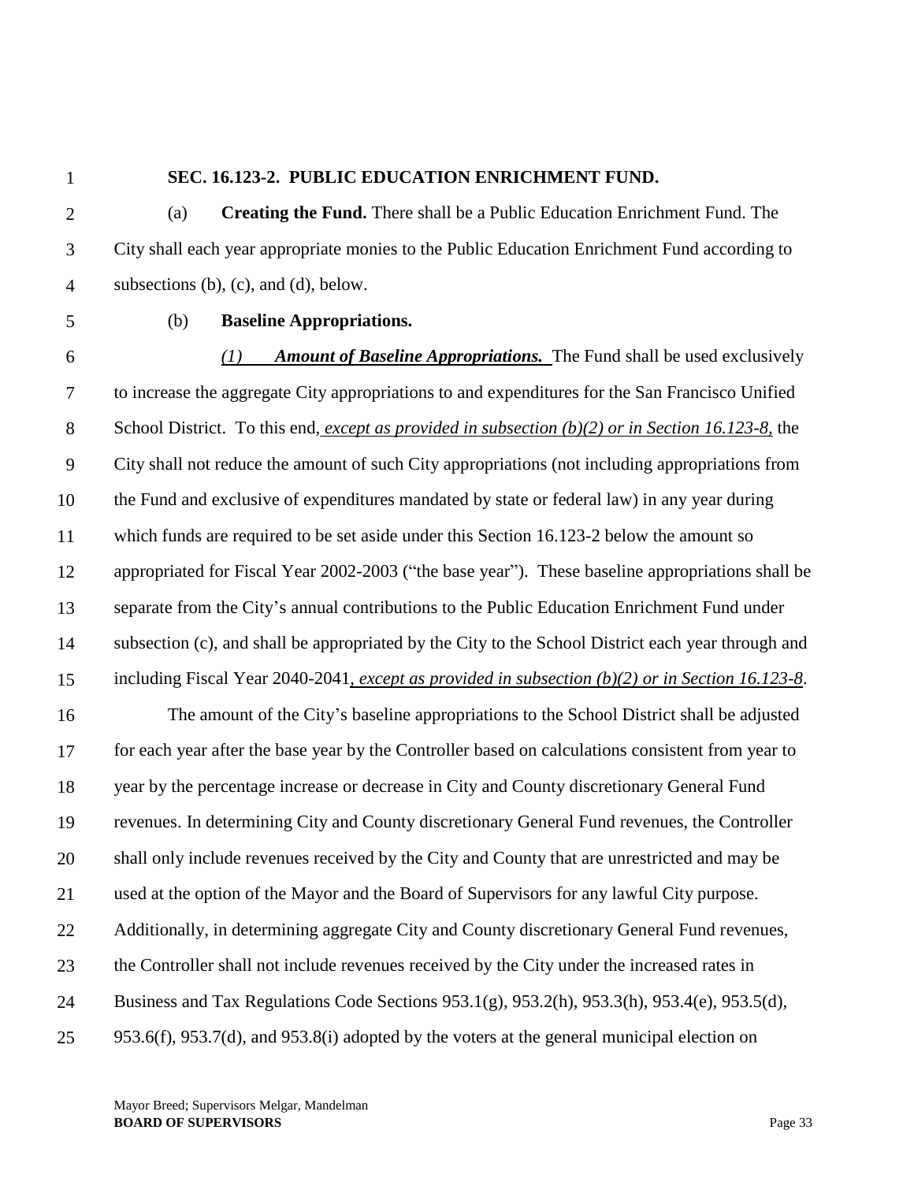**SEC. 16.123-2. PUBLIC EDUCATION ENRICHMENT FUND.**

(a) **Creating the Fund.** There shall be a Public Education Enrichment Fund. The City shall each year appropriate monies to the Public Education Enrichment Fund according to subsections (b), (c), and (d), below.

(b) **Baseline Appropriations.**

*(1) **Amount of Baseline Appropriations.*** The Fund shall be used exclusively to increase the aggregate City appropriations to and expenditures for the San Francisco Unified School District. To this end, *except as provided in subsection (b)(2) or in Section 16.123-8,* the City shall not reduce the amount of such City appropriations (not including appropriations from the Fund and exclusive of expenditures mandated by state or federal law) in any year during which funds are required to be set aside under this Section 16.123-2 below the amount so appropriated for Fiscal Year 2002-2003 ("the base year"). These baseline appropriations shall be separate from the City's annual contributions to the Public Education Enrichment Fund under subsection (c), and shall be appropriated by the City to the School District each year through and including Fiscal Year 2040-2041*, except as provided in subsection (b)(2) or in Section 16.123-8*.

The amount of the City's baseline appropriations to the School District shall be adjusted for each year after the base year by the Controller based on calculations consistent from year to year by the percentage increase or decrease in City and County discretionary General Fund revenues. In determining City and County discretionary General Fund revenues, the Controller shall only include revenues received by the City and County that are unrestricted and may be used at the option of the Mayor and the Board of Supervisors for any lawful City purpose. Additionally, in determining aggregate City and County discretionary General Fund revenues, the Controller shall not include revenues received by the City under the increased rates in Business and Tax Regulations Code Sections 953.1(g), 953.2(h), 953.3(h), 953.4(e), 953.5(d), 953.6(f), 953.7(d), and 953.8(i) adopted by the voters at the general municipal election on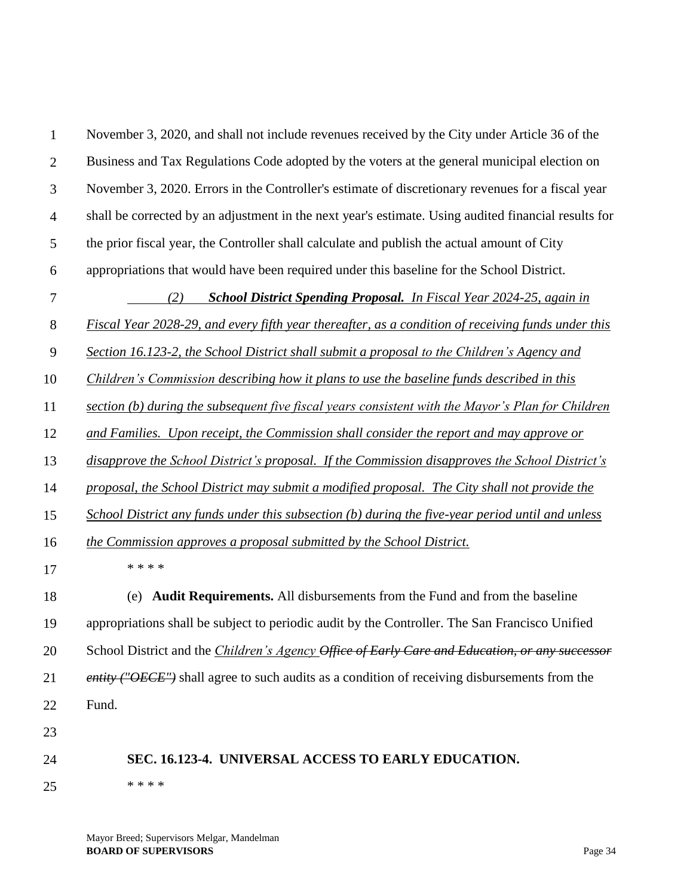November 3, 2020, and shall not include revenues received by the City under Article 36 of the Business and Tax Regulations Code adopted by the voters at the general municipal election on November 3, 2020. Errors in the Controller's estimate of discretionary revenues for a fiscal year shall be corrected by an adjustment in the next year's estimate. Using audited financial results for the prior fiscal year, the Controller shall calculate and publish the actual amount of City appropriations that would have been required under this baseline for the School District.

*(2)* ***School District Spending Proposal.*** *In Fiscal Year 2024-25, again in Fiscal Year 2028-29, and every fifth year thereafter, as a condition of receiving funds under this Section 16.123-2, the School District shall submit a proposal to the Children's Agency and Children's Commission describing how it plans to use the baseline funds described in this section (b) during the subsequent five fiscal years consistent with the Mayor's Plan for Children and Families. Upon receipt, the Commission shall consider the report and may approve or disapprove the School District's proposal. If the Commission disapproves the School District's proposal, the School District may submit a modified proposal. The City shall not provide the School District any funds under this subsection (b) during the five-year period until and unless the Commission approves a proposal submitted by the School District.*

\* \* \* \*

(e) **Audit Requirements.** All disbursements from the Fund and from the baseline appropriations shall be subject to periodic audit by the Controller. The San Francisco Unified School District and the *Children's Agency* ~~*Office of Early Care and Education, or any successor entity ("OECE")*~~ shall agree to such audits as a condition of receiving disbursements from the Fund.

**SEC. 16.123-4. UNIVERSAL ACCESS TO EARLY EDUCATION.**

\* \* \* \*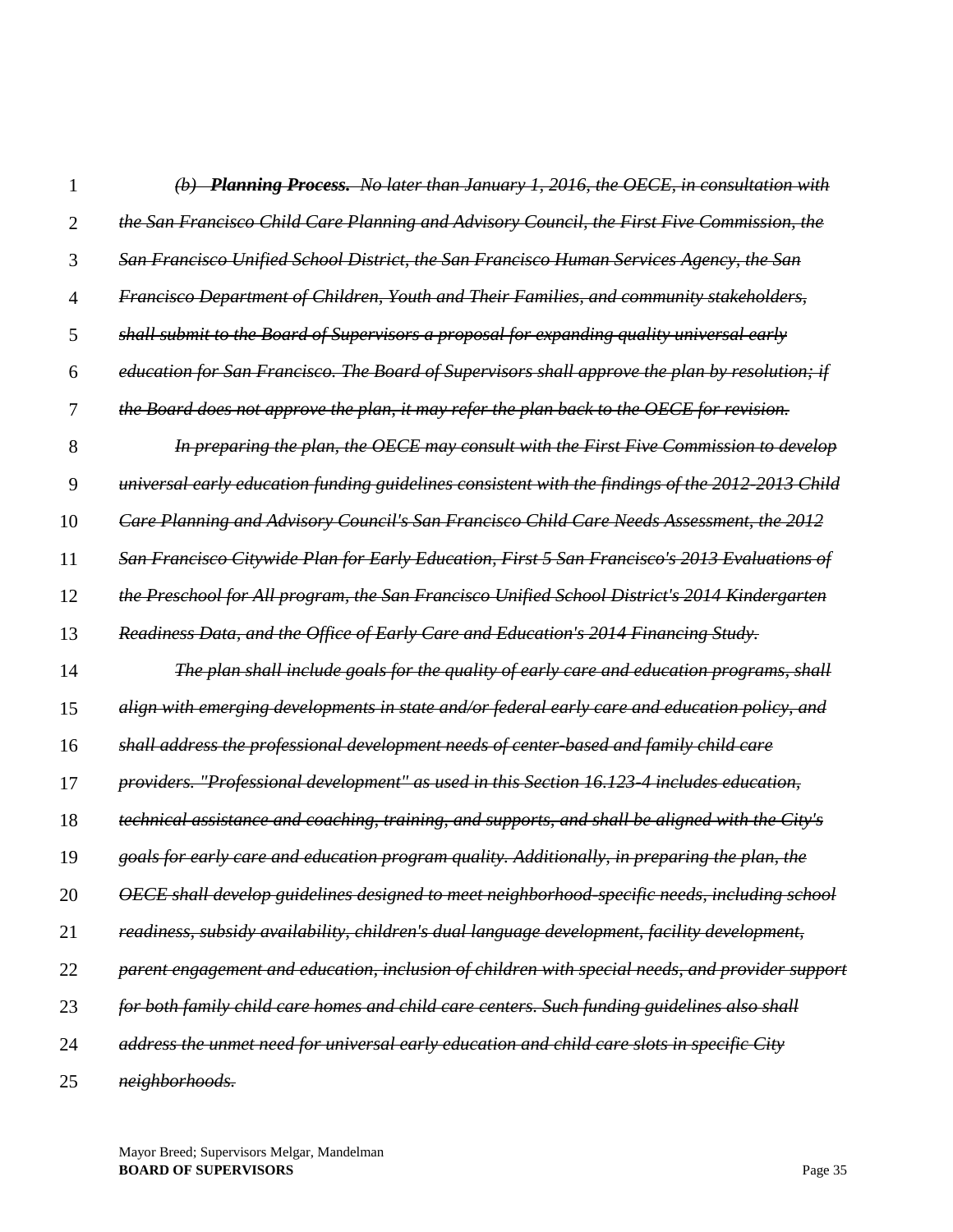~~*(b) **Planning Process.** No later than January 1, 2016, the OECE, in consultation with the San Francisco Child Care Planning and Advisory Council, the First Five Commission, the San Francisco Unified School District, the San Francisco Human Services Agency, the San Francisco Department of Children, Youth and Their Families, and community stakeholders, shall submit to the Board of Supervisors a proposal for expanding quality universal early education for San Francisco. The Board of Supervisors shall approve the plan by resolution; if the Board does not approve the plan, it may refer the plan back to the OECE for revision.*~~

~~*In preparing the plan, the OECE may consult with the First Five Commission to develop universal early education funding guidelines consistent with the findings of the 2012-2013 Child Care Planning and Advisory Council's San Francisco Child Care Needs Assessment, the 2012 San Francisco Citywide Plan for Early Education, First 5 San Francisco's 2013 Evaluations of the Preschool for All program, the San Francisco Unified School District's 2014 Kindergarten Readiness Data, and the Office of Early Care and Education's 2014 Financing Study.*~~

~~*The plan shall include goals for the quality of early care and education programs, shall align with emerging developments in state and/or federal early care and education policy, and shall address the professional development needs of center-based and family child care providers. "Professional development" as used in this Section 16.123-4 includes education, technical assistance and coaching, training, and supports, and shall be aligned with the City's goals for early care and education program quality. Additionally, in preparing the plan, the OECE shall develop guidelines designed to meet neighborhood-specific needs, including school readiness, subsidy availability, children's dual language development, facility development, parent engagement and education, inclusion of children with special needs, and provider support for both family child care homes and child care centers. Such funding guidelines also shall address the unmet need for universal early education and child care slots in specific City neighborhoods.*~~

Mayor Breed; Supervisors Melgar, Mandelman
**BOARD OF SUPERVISORS**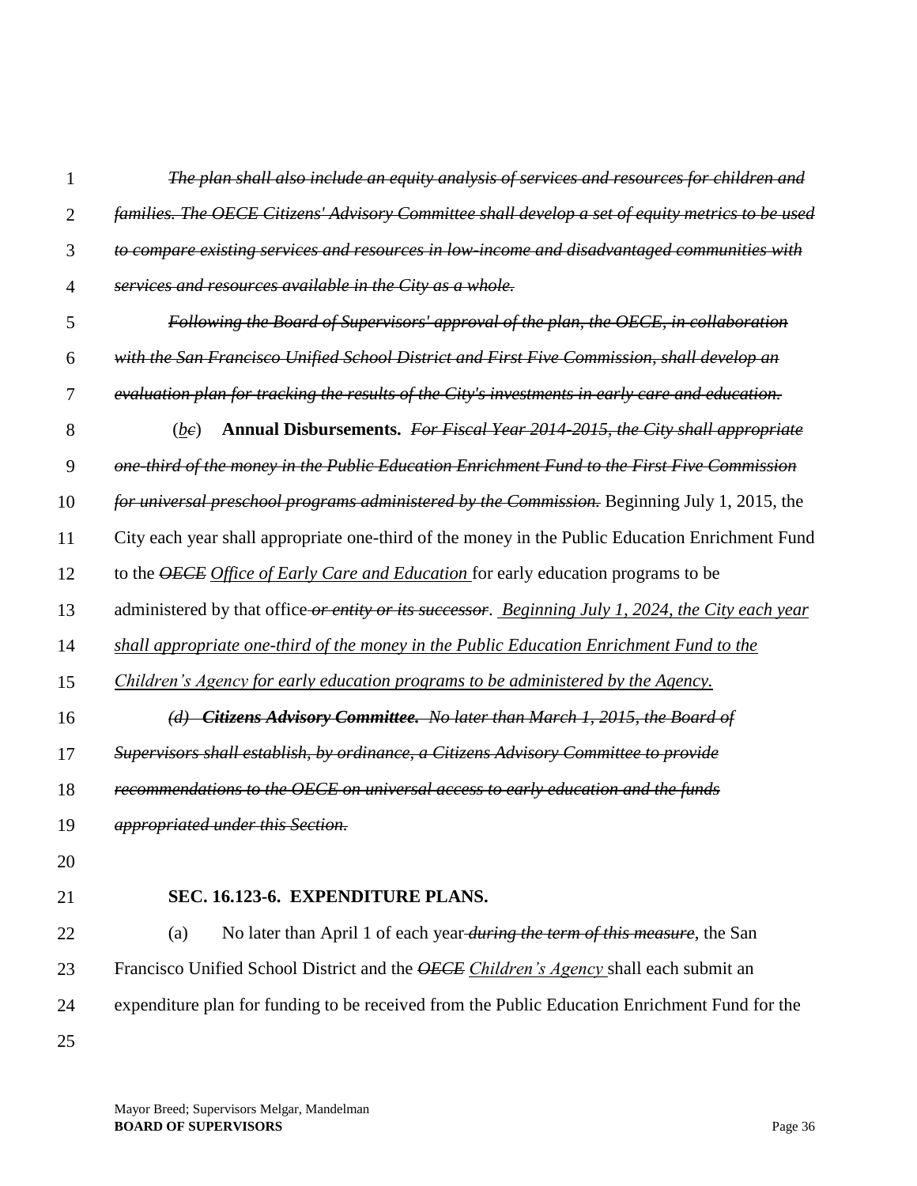~~*The plan shall also include an equity analysis of services and resources for children and families. The OECE Citizens' Advisory Committee shall develop a set of equity metrics to be used to compare existing services and resources in low-income and disadvantaged communities with services and resources available in the City as a whole.*~~

~~*Following the Board of Supervisors' approval of the plan, the OECE, in collaboration with the San Francisco Unified School District and First Five Commission, shall develop an evaluation plan for tracking the results of the City's investments in early care and education.*~~

(<u>*b*</u>~~*c*~~) **Annual Disbursements.** ~~*For Fiscal Year 2014-2015, the City shall appropriate one-third of the money in the Public Education Enrichment Fund to the First Five Commission for universal preschool programs administered by the Commission.*~~ Beginning July 1, 2015, the City each year shall appropriate one-third of the money in the Public Education Enrichment Fund to the ~~*OECE*~~ <u>*Office of Early Care and Education*</u> for early education programs to be administered by that office ~~*or entity or its successor*~~. <u>*Beginning July 1, 2024, the City each year shall appropriate one-third of the money in the Public Education Enrichment Fund to the Children's Agency for early education programs to be administered by the Agency.*</u>

~~*(d) **Citizens Advisory Committee.** No later than March 1, 2015, the Board of Supervisors shall establish, by ordinance, a Citizens Advisory Committee to provide recommendations to the OECE on universal access to early education and the funds appropriated under this Section.*~~

**SEC. 16.123-6. EXPENDITURE PLANS.**

(a) No later than April 1 of each year ~~*during the term of this measure*~~, the San Francisco Unified School District and the ~~*OECE*~~ <u>*Children's Agency*</u> shall each submit an expenditure plan for funding to be received from the Public Education Enrichment Fund for the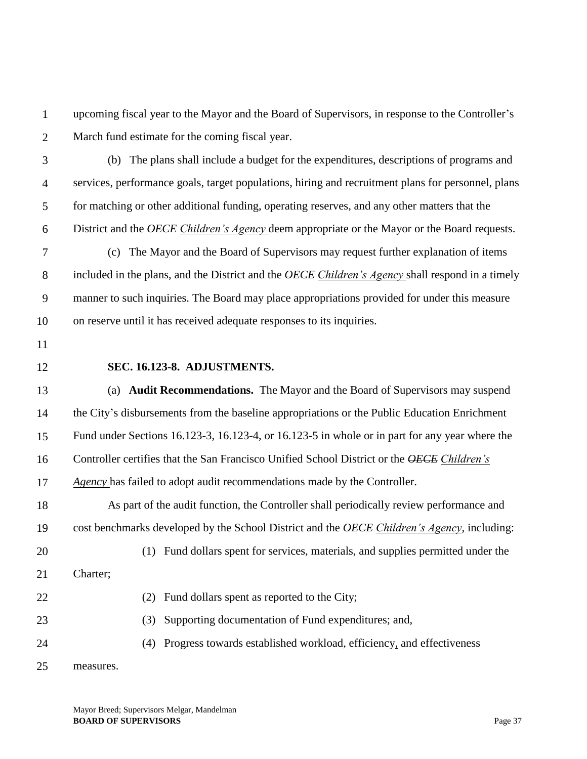upcoming fiscal year to the Mayor and the Board of Supervisors, in response to the Controller's March fund estimate for the coming fiscal year.

(b) The plans shall include a budget for the expenditures, descriptions of programs and services, performance goals, target populations, hiring and recruitment plans for personnel, plans for matching or other additional funding, operating reserves, and any other matters that the District and the ~~*OECE*~~ *Children's Agency* deem appropriate or the Mayor or the Board requests.

(c) The Mayor and the Board of Supervisors may request further explanation of items included in the plans, and the District and the ~~*OECE*~~ *Children's Agency* shall respond in a timely manner to such inquiries. The Board may place appropriations provided for under this measure on reserve until it has received adequate responses to its inquiries.

**SEC. 16.123-8. ADJUSTMENTS.**

(a) **Audit Recommendations.** The Mayor and the Board of Supervisors may suspend the City's disbursements from the baseline appropriations or the Public Education Enrichment Fund under Sections 16.123-3, 16.123-4, or 16.123-5 in whole or in part for any year where the Controller certifies that the San Francisco Unified School District or the ~~*OECE*~~ *Children's Agency* has failed to adopt audit recommendations made by the Controller.

As part of the audit function, the Controller shall periodically review performance and cost benchmarks developed by the School District and the ~~*OECE*~~ *Children's Agency*, including:

(1) Fund dollars spent for services, materials, and supplies permitted under the Charter;

(2) Fund dollars spent as reported to the City;

(3) Supporting documentation of Fund expenditures; and,

(4) Progress towards established workload, efficiency, and effectiveness measures.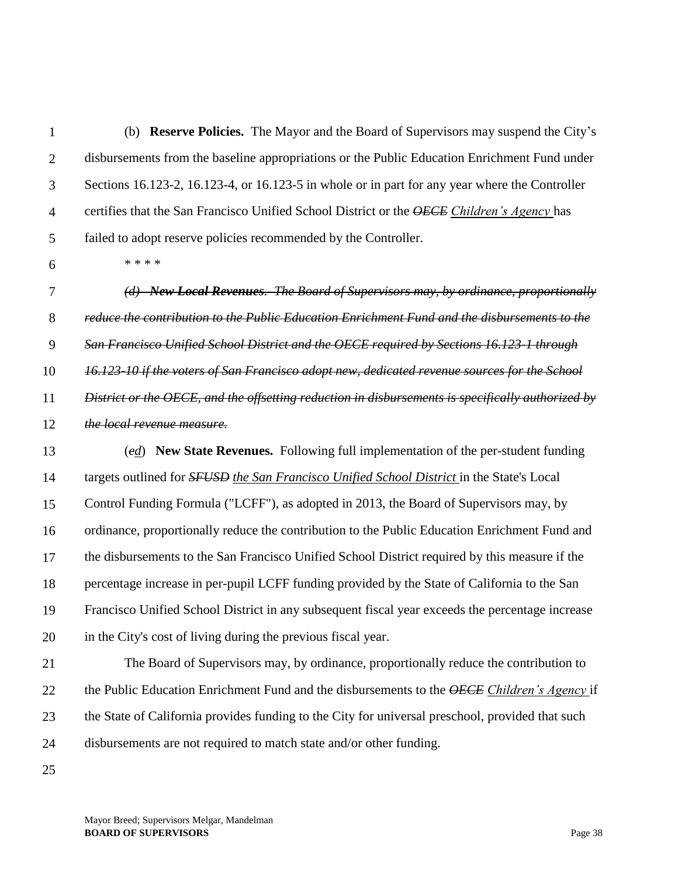(b) **Reserve Policies.** The Mayor and the Board of Supervisors may suspend the City's disbursements from the baseline appropriations or the Public Education Enrichment Fund under Sections 16.123-2, 16.123-4, or 16.123-5 in whole or in part for any year where the Controller certifies that the San Francisco Unified School District or the ~~*OECE*~~ *Children's Agency* has failed to adopt reserve policies recommended by the Controller.

\* \* \* \*

~~*(d) New Local Revenues. The Board of Supervisors may, by ordinance, proportionally reduce the contribution to the Public Education Enrichment Fund and the disbursements to the San Francisco Unified School District and the OECE required by Sections 16.123-1 through 16.123-10 if the voters of San Francisco adopt new, dedicated revenue sources for the School District or the OECE, and the offsetting reduction in disbursements is specifically authorized by the local revenue measure.*~~

(~~*e*~~*d*) **New State Revenues.** Following full implementation of the per-student funding targets outlined for ~~***SFUSD***~~ *the San Francisco Unified School District* in the State's Local Control Funding Formula ("LCFF"), as adopted in 2013, the Board of Supervisors may, by ordinance, proportionally reduce the contribution to the Public Education Enrichment Fund and the disbursements to the San Francisco Unified School District required by this measure if the percentage increase in per-pupil LCFF funding provided by the State of California to the San Francisco Unified School District in any subsequent fiscal year exceeds the percentage increase in the City's cost of living during the previous fiscal year.

The Board of Supervisors may, by ordinance, proportionally reduce the contribution to the Public Education Enrichment Fund and the disbursements to the ~~*OECE*~~ *Children's Agency* if the State of California provides funding to the City for universal preschool, provided that such disbursements are not required to match state and/or other funding.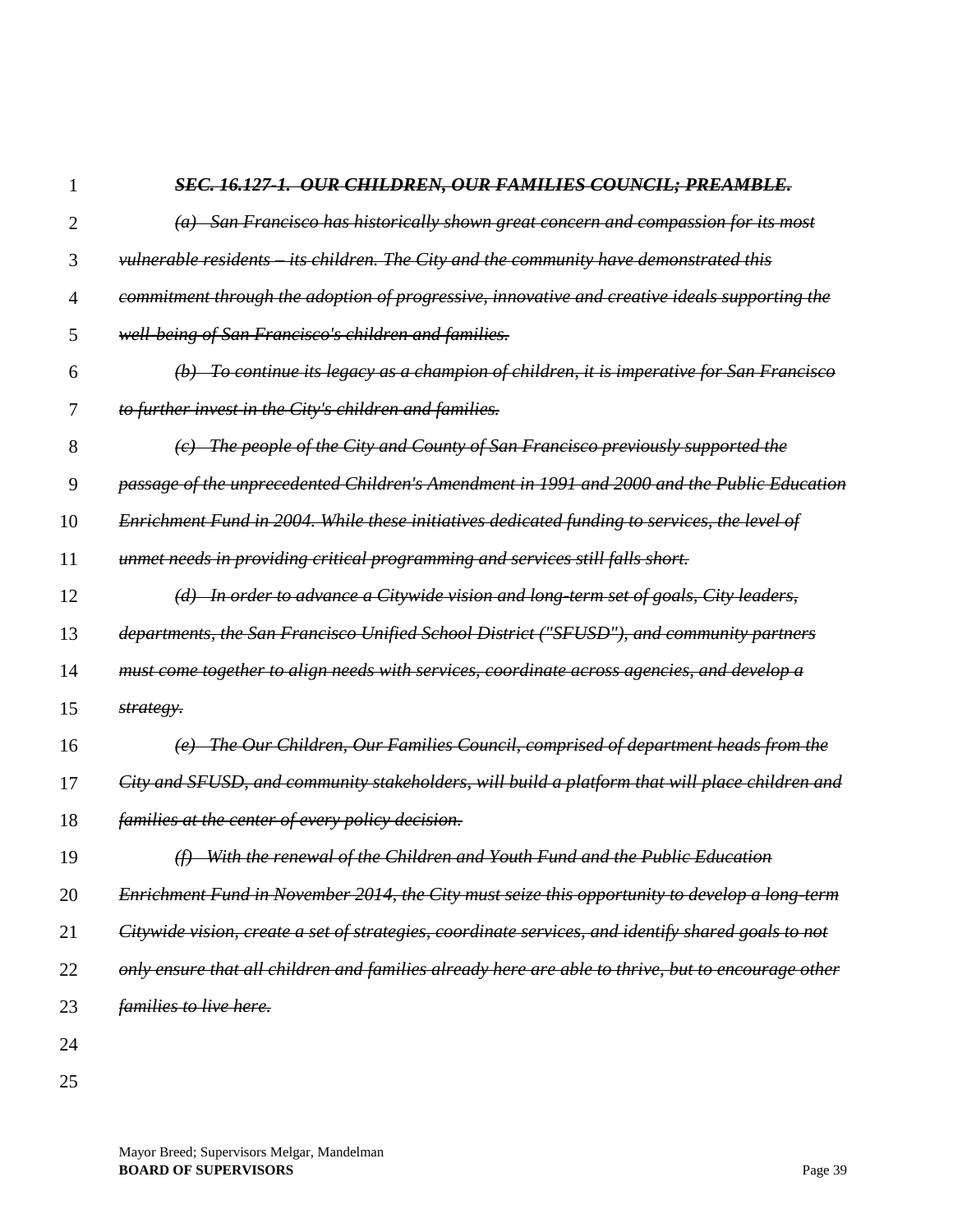~~***SEC. 16.127-1. OUR CHILDREN, OUR FAMILIES COUNCIL; PREAMBLE.***~~

~~*(a) San Francisco has historically shown great concern and compassion for its most vulnerable residents – its children. The City and the community have demonstrated this commitment through the adoption of progressive, innovative and creative ideals supporting the well-being of San Francisco's children and families.*~~

~~*(b) To continue its legacy as a champion of children, it is imperative for San Francisco to further invest in the City's children and families.*~~

~~*(c) The people of the City and County of San Francisco previously supported the passage of the unprecedented Children's Amendment in 1991 and 2000 and the Public Education Enrichment Fund in 2004. While these initiatives dedicated funding to services, the level of unmet needs in providing critical programming and services still falls short.*~~

~~*(d) In order to advance a Citywide vision and long-term set of goals, City leaders, departments, the San Francisco Unified School District ("SFUSD"), and community partners must come together to align needs with services, coordinate across agencies, and develop a strategy.*~~

~~*(e) The Our Children, Our Families Council, comprised of department heads from the City and SFUSD, and community stakeholders, will build a platform that will place children and families at the center of every policy decision.*~~

~~*(f) With the renewal of the Children and Youth Fund and the Public Education Enrichment Fund in November 2014, the City must seize this opportunity to develop a long-term Citywide vision, create a set of strategies, coordinate services, and identify shared goals to not only ensure that all children and families already here are able to thrive, but to encourage other families to live here.*~~

Mayor Breed; Supervisors Melgar, Mandelman
**BOARD OF SUPERVISORS**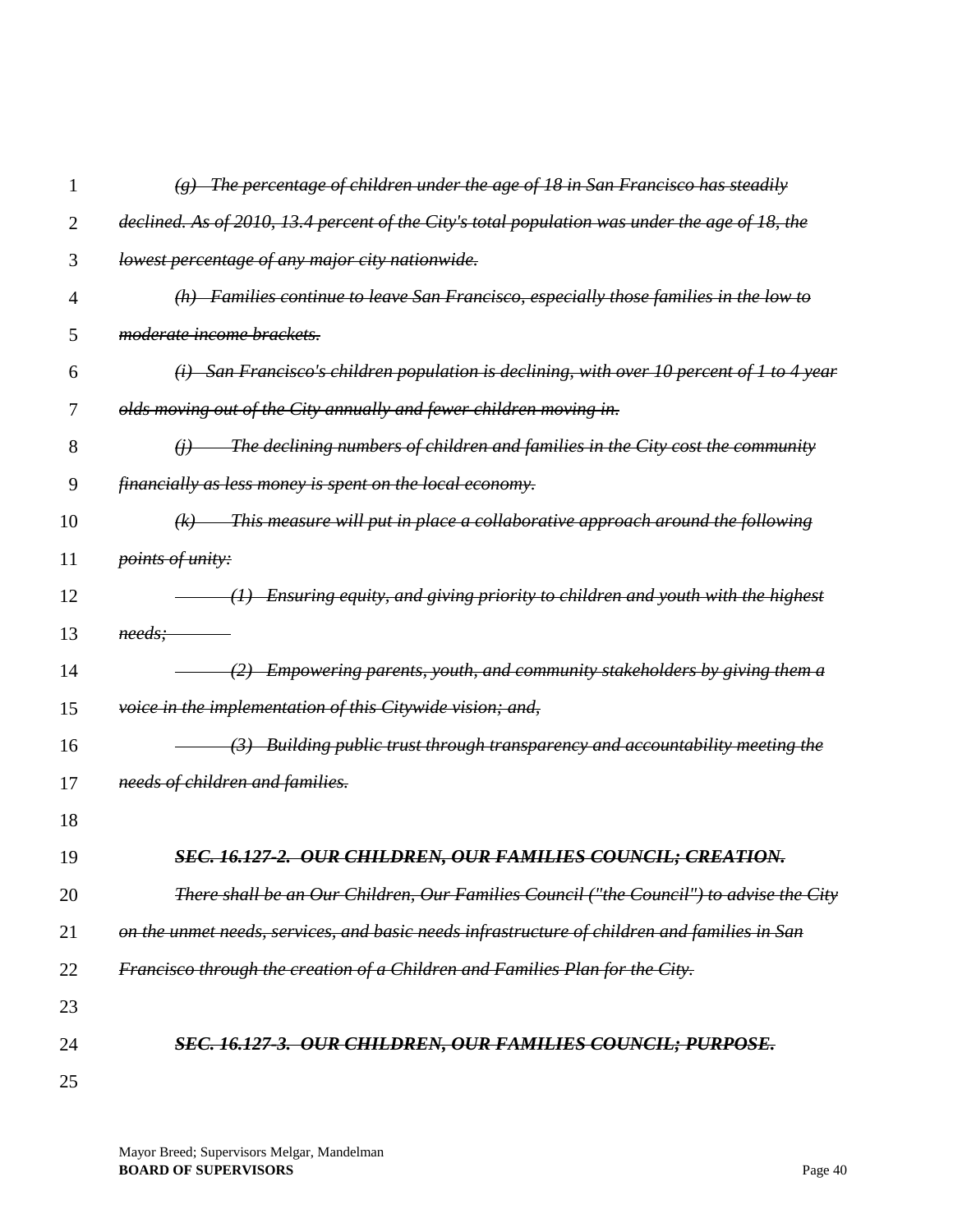*~~(g) The percentage of children under the age of 18 in San Francisco has steadily declined. As of 2010, 13.4 percent of the City's total population was under the age of 18, the lowest percentage of any major city nationwide.~~*

*~~(h) Families continue to leave San Francisco, especially those families in the low to moderate income brackets.~~*

*~~(i) San Francisco's children population is declining, with over 10 percent of 1 to 4 year olds moving out of the City annually and fewer children moving in.~~*

*~~(j) The declining numbers of children and families in the City cost the community financially as less money is spent on the local economy.~~*

*~~(k) This measure will put in place a collaborative approach around the following points of unity:~~*

*~~(1) Ensuring equity, and giving priority to children and youth with the highest needs;~~*

*~~(2) Empowering parents, youth, and community stakeholders by giving them a voice in the implementation of this Citywide vision; and,~~*

*~~(3) Building public trust through transparency and accountability meeting the needs of children and families.~~*

***~~SEC. 16.127-2. OUR CHILDREN, OUR FAMILIES COUNCIL; CREATION.~~***

*~~There shall be an Our Children, Our Families Council ("the Council") to advise the City on the unmet needs, services, and basic needs infrastructure of children and families in San Francisco through the creation of a Children and Families Plan for the City.~~*

***~~SEC. 16.127-3. OUR CHILDREN, OUR FAMILIES COUNCIL; PURPOSE.~~***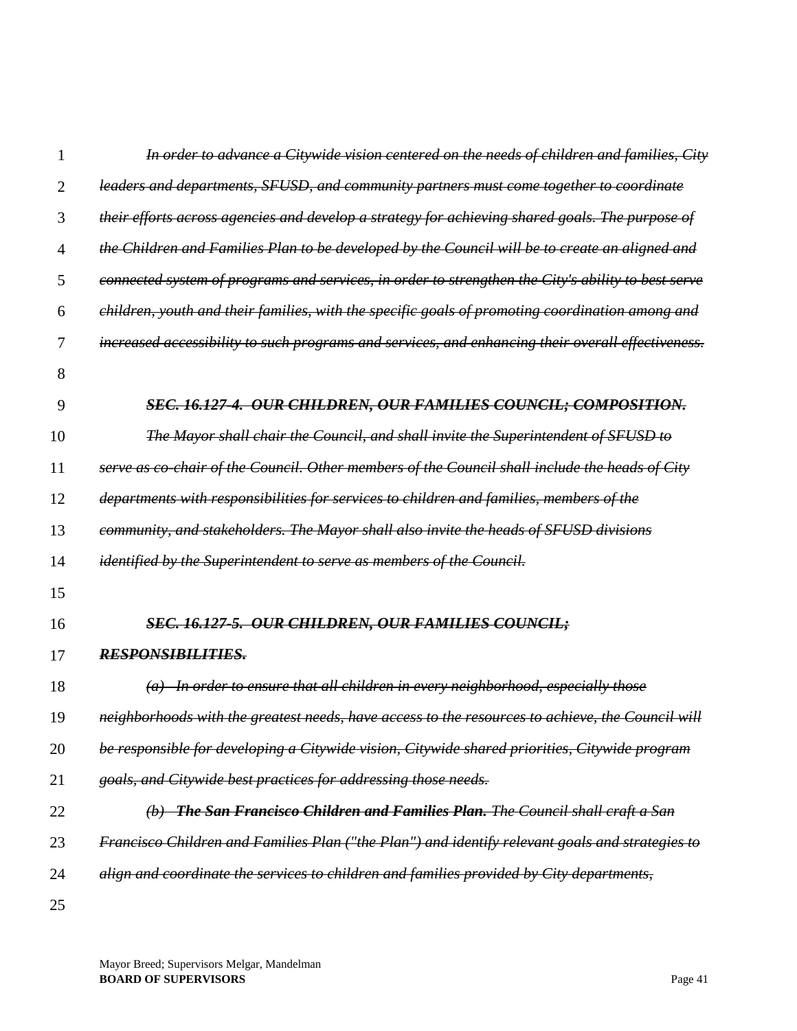~~*In order to advance a Citywide vision centered on the needs of children and families, City leaders and departments, SFUSD, and community partners must come together to coordinate their efforts across agencies and develop a strategy for achieving shared goals. The purpose of the Children and Families Plan to be developed by the Council will be to create an aligned and connected system of programs and services, in order to strengthen the City's ability to best serve children, youth and their families, with the specific goals of promoting coordination among and increased accessibility to such programs and services, and enhancing their overall effectiveness.*~~

~~***SEC. 16.127-4. OUR CHILDREN, OUR FAMILIES COUNCIL; COMPOSITION.***~~

~~*The Mayor shall chair the Council, and shall invite the Superintendent of SFUSD to serve as co-chair of the Council. Other members of the Council shall include the heads of City departments with responsibilities for services to children and families, members of the community, and stakeholders. The Mayor shall also invite the heads of SFUSD divisions identified by the Superintendent to serve as members of the Council.*~~

~~***SEC. 16.127-5. OUR CHILDREN, OUR FAMILIES COUNCIL; RESPONSIBILITIES.***~~

~~*(a) In order to ensure that all children in every neighborhood, especially those neighborhoods with the greatest needs, have access to the resources to achieve, the Council will be responsible for developing a Citywide vision, Citywide shared priorities, Citywide program goals, and Citywide best practices for addressing those needs.*~~

~~*(b)* ***The San Francisco Children and Families Plan.*** *The Council shall craft a San Francisco Children and Families Plan ("the Plan") and identify relevant goals and strategies to align and coordinate the services to children and families provided by City departments,*~~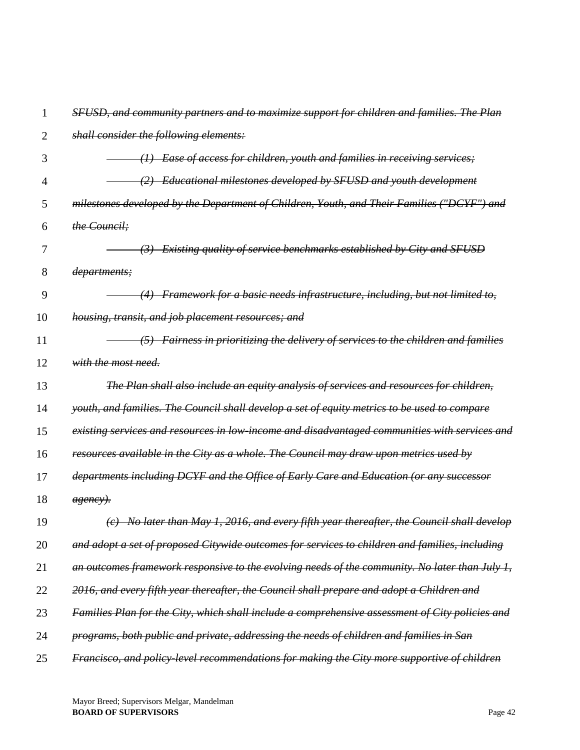~~*SFUSD, and community partners and to maximize support for children and families. The Plan shall consider the following elements:*~~

~~*(1) Ease of access for children, youth and families in receiving services;*~~

~~*(2) Educational milestones developed by SFUSD and youth development milestones developed by the Department of Children, Youth, and Their Families ("DCYF") and the Council;*~~

~~*(3) Existing quality of service benchmarks established by City and SFUSD departments;*~~

~~*(4) Framework for a basic needs infrastructure, including, but not limited to, housing, transit, and job placement resources; and*~~

~~*(5) Fairness in prioritizing the delivery of services to the children and families with the most need.*~~

~~*The Plan shall also include an equity analysis of services and resources for children, youth, and families. The Council shall develop a set of equity metrics to be used to compare existing services and resources in low-income and disadvantaged communities with services and resources available in the City as a whole. The Council may draw upon metrics used by departments including DCYF and the Office of Early Care and Education (or any successor agency).*~~

~~*(c) No later than May 1, 2016, and every fifth year thereafter, the Council shall develop and adopt a set of proposed Citywide outcomes for services to children and families, including an outcomes framework responsive to the evolving needs of the community. No later than July 1, 2016, and every fifth year thereafter, the Council shall prepare and adopt a Children and Families Plan for the City, which shall include a comprehensive assessment of City policies and programs, both public and private, addressing the needs of children and families in San Francisco, and policy-level recommendations for making the City more supportive of children*~~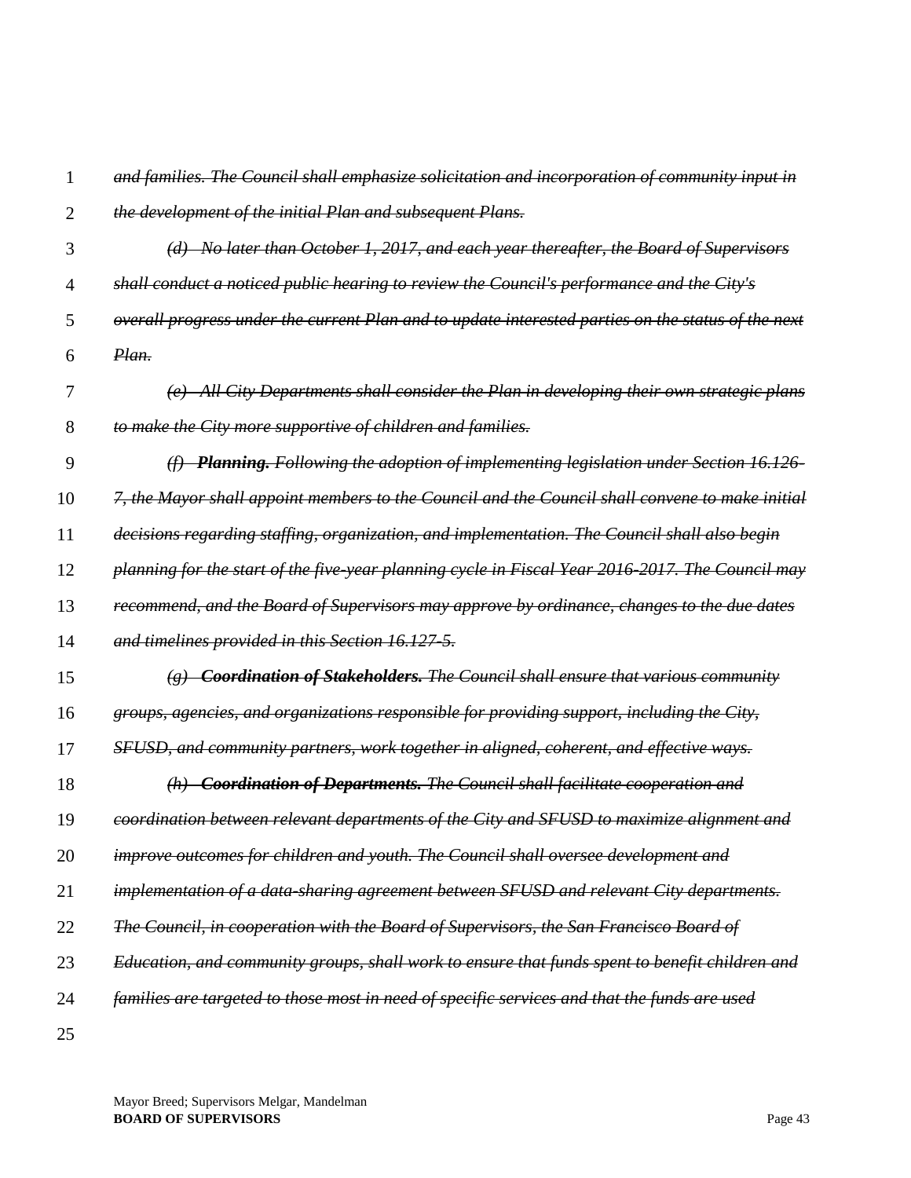~~*and families. The Council shall emphasize solicitation and incorporation of community input in the development of the initial Plan and subsequent Plans.*~~

~~*(d) No later than October 1, 2017, and each year thereafter, the Board of Supervisors shall conduct a noticed public hearing to review the Council's performance and the City's overall progress under the current Plan and to update interested parties on the status of the next Plan.*~~

~~*(e) All City Departments shall consider the Plan in developing their own strategic plans to make the City more supportive of children and families.*~~

~~*(f) **Planning.** Following the adoption of implementing legislation under Section 16.126-7, the Mayor shall appoint members to the Council and the Council shall convene to make initial decisions regarding staffing, organization, and implementation. The Council shall also begin planning for the start of the five-year planning cycle in Fiscal Year 2016-2017. The Council may recommend, and the Board of Supervisors may approve by ordinance, changes to the due dates and timelines provided in this Section 16.127-5.*~~

~~*(g) **Coordination of Stakeholders.** The Council shall ensure that various community groups, agencies, and organizations responsible for providing support, including the City, SFUSD, and community partners, work together in aligned, coherent, and effective ways.*~~

~~*(h) **Coordination of Departments.** The Council shall facilitate cooperation and coordination between relevant departments of the City and SFUSD to maximize alignment and improve outcomes for children and youth. The Council shall oversee development and implementation of a data-sharing agreement between SFUSD and relevant City departments. The Council, in cooperation with the Board of Supervisors, the San Francisco Board of Education, and community groups, shall work to ensure that funds spent to benefit children and families are targeted to those most in need of specific services and that the funds are used*~~

Mayor Breed; Supervisors Melgar, Mandelman
**BOARD OF SUPERVISORS**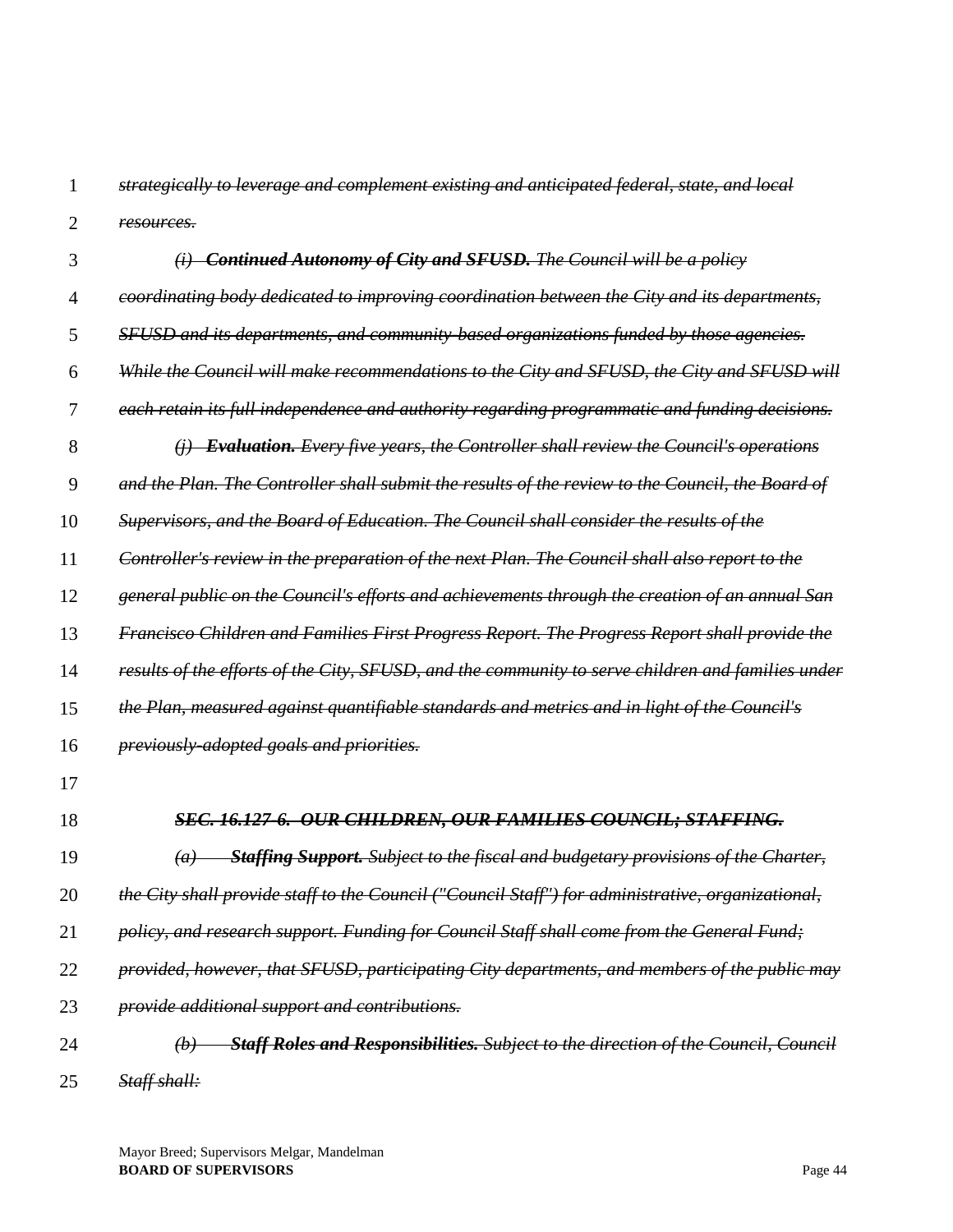~~*strategically to leverage and complement existing and anticipated federal, state, and local resources.*~~

~~*(i) **Continued Autonomy of City and SFUSD.** The Council will be a policy coordinating body dedicated to improving coordination between the City and its departments, SFUSD and its departments, and community-based organizations funded by those agencies. While the Council will make recommendations to the City and SFUSD, the City and SFUSD will each retain its full independence and authority regarding programmatic and funding decisions.*~~

~~*(j) **Evaluation.** Every five years, the Controller shall review the Council's operations and the Plan. The Controller shall submit the results of the review to the Council, the Board of Supervisors, and the Board of Education. The Council shall consider the results of the Controller's review in the preparation of the next Plan. The Council shall also report to the general public on the Council's efforts and achievements through the creation of an annual San Francisco Children and Families First Progress Report. The Progress Report shall provide the results of the efforts of the City, SFUSD, and the community to serve children and families under the Plan, measured against quantifiable standards and metrics and in light of the Council's previously-adopted goals and priorities.*~~

~~***SEC. 16.127-6. OUR CHILDREN, OUR FAMILIES COUNCIL; STAFFING.***~~

~~*(a) **Staffing Support.** Subject to the fiscal and budgetary provisions of the Charter, the City shall provide staff to the Council ("Council Staff") for administrative, organizational, policy, and research support. Funding for Council Staff shall come from the General Fund; provided, however, that SFUSD, participating City departments, and members of the public may provide additional support and contributions.*~~

~~*(b) **Staff Roles and Responsibilities.** Subject to the direction of the Council, Council Staff shall:*~~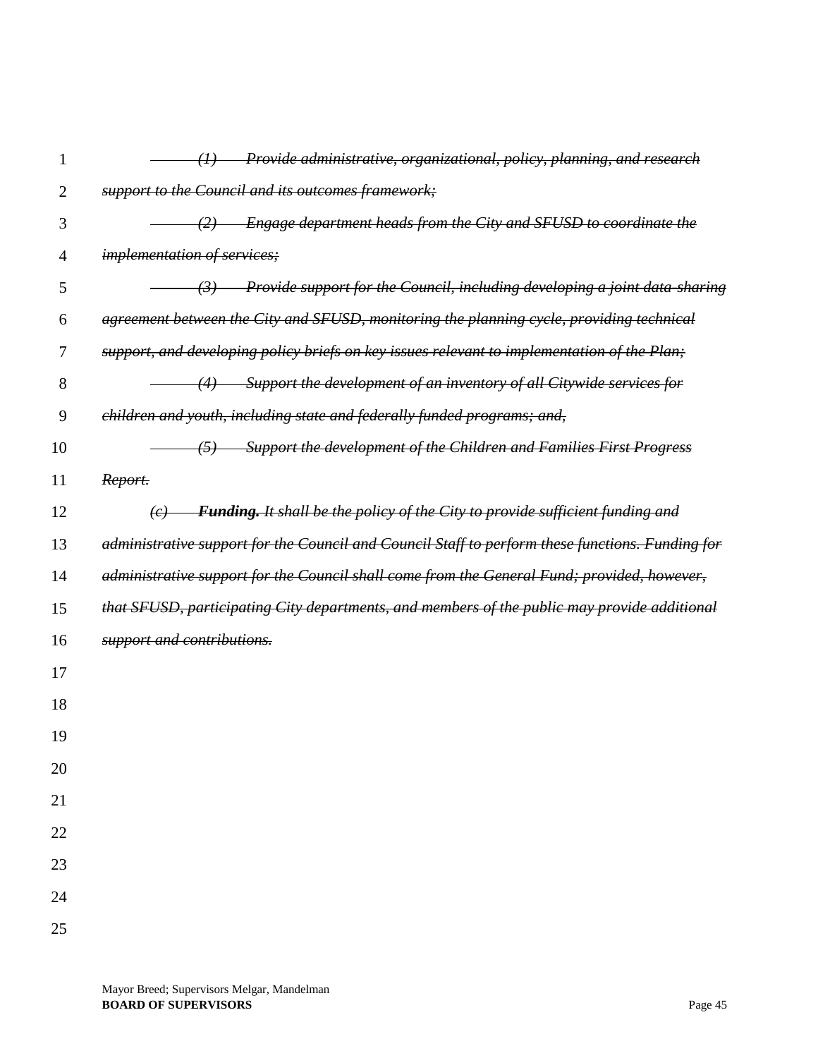~~*(1) Provide administrative, organizational, policy, planning, and research support to the Council and its outcomes framework;*~~

~~*(2) Engage department heads from the City and SFUSD to coordinate the implementation of services;*~~

~~*(3) Provide support for the Council, including developing a joint data-sharing agreement between the City and SFUSD, monitoring the planning cycle, providing technical support, and developing policy briefs on key issues relevant to implementation of the Plan;*~~

~~*(4) Support the development of an inventory of all Citywide services for children and youth, including state and federally funded programs; and,*~~

~~*(5) Support the development of the Children and Families First Progress Report.*~~

~~*(c) **Funding.** It shall be the policy of the City to provide sufficient funding and administrative support for the Council and Council Staff to perform these functions. Funding for administrative support for the Council shall come from the General Fund; provided, however, that SFUSD, participating City departments, and members of the public may provide additional support and contributions.*~~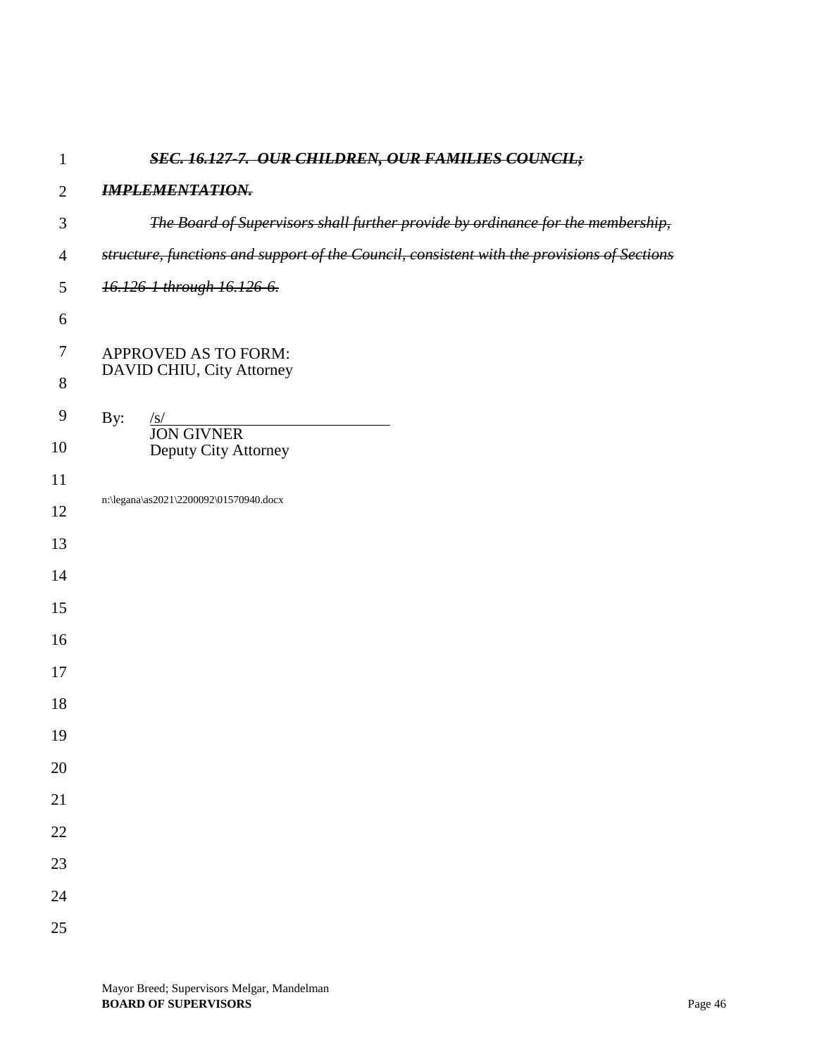***~~SEC. 16.127-7. OUR CHILDREN, OUR FAMILIES COUNCIL; IMPLEMENTATION.~~***

*~~The Board of Supervisors shall further provide by ordinance for the membership, structure, functions and support of the Council, consistent with the provisions of Sections 16.126-1 through 16.126-6.~~*

APPROVED AS TO FORM:
DAVID CHIU, City Attorney

By: /s/
JON GIVNER
Deputy City Attorney

n:\legana\as2021\2200092\01570940.docx